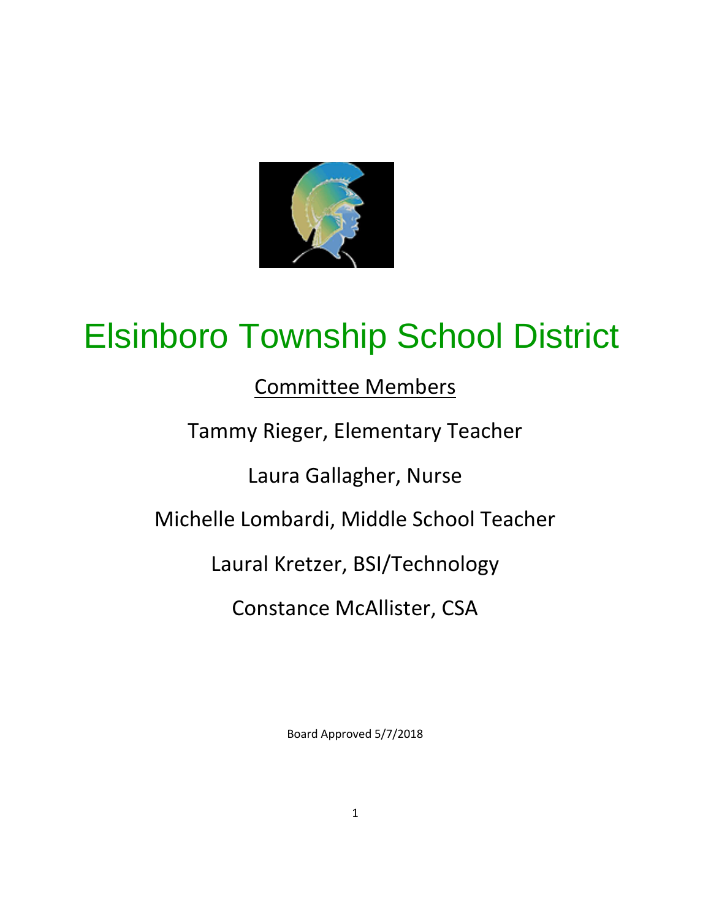# Elsinboro Township School District

Committee Members

Tammy Rieger, Elementary Teacher

Laura Gallagher, Nurse

Michelle Lombardi, Middle School Teacher

Laural Kretzer, BSI/Technology

Constance McAllister, CSA

Board Approved 5/7/2018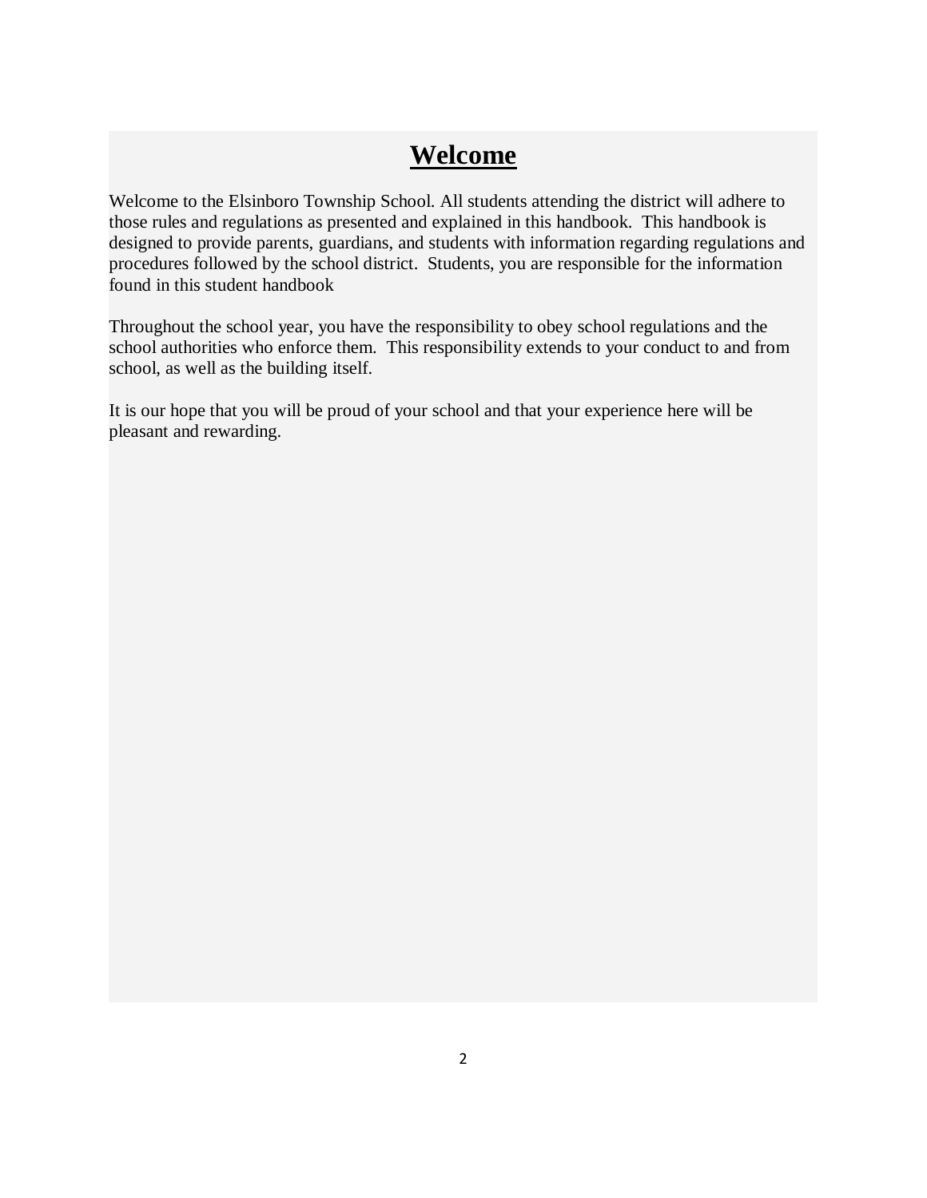# **Welcome**

Welcome to the Elsinboro Township School. All students attending the district will adhere to those rules and regulations as presented and explained in this handbook. This handbook is designed to provide parents, guardians, and students with information regarding regulations and procedures followed by the school district. Students, you are responsible for the information found in this student handbook

Throughout the school year, you have the responsibility to obey school regulations and the school authorities who enforce them. This responsibility extends to your conduct to and from school, as well as the building itself.

It is our hope that you will be proud of your school and that your experience here will be pleasant and rewarding.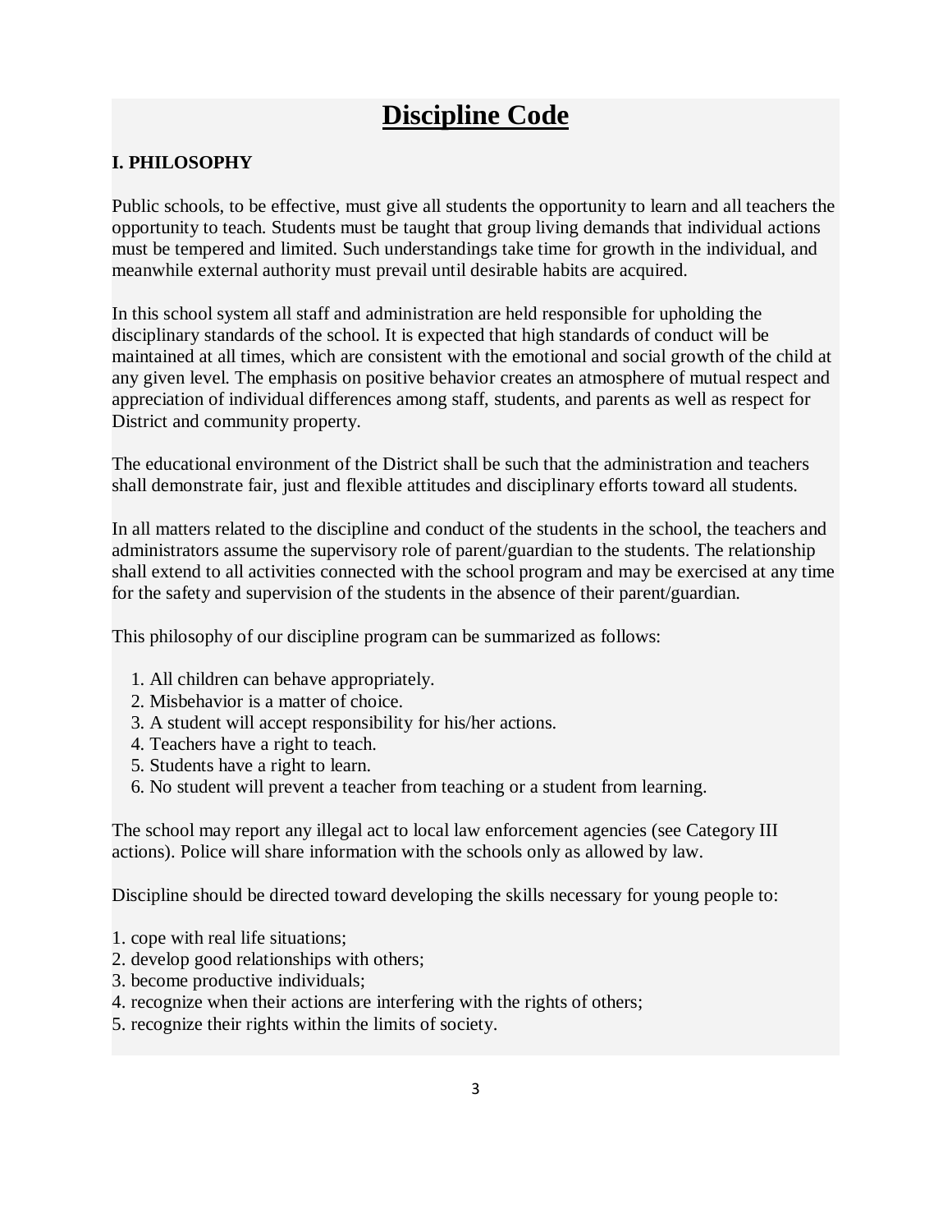# Discipline Code

## I. PHILOSOPHY

Public schools, to be effective, must give all students the opportunity to learn and all teachers the opportunity to teach. Students must be taught that group living demands that individual actions must be tempered and limited. Such understandings take time for growth in the individual, and meanwhile external authority must prevail until desirable habits are acquired.

In this school system all staff and administration are held responsible for upholding the disciplinary standards of the school. It is expected that high standards of conduct will be maintained at all times, which are consistent with the emotional and social growth of the child at any given level. The emphasis on positive behavior creates an atmosphere of mutual respect and appreciation of individual differences among staff, students, and parents as well as respect for District and community property.

The educational environment of the District shall be such that the administration and teachers shall demonstrate fair, just and flexible attitudes and disciplinary efforts toward all students.

In all matters related to the discipline and conduct of the students in the school, the teachers and administrators assume the supervisory role of parent/guardian to the students. The relationship shall extend to all activities connected with the school program and may be exercised at any time for the safety and supervision of the students in the absence of their parent/guardian.

This philosophy of our discipline program can be summarized as follows:

1. All children can behave appropriately.
2. Misbehavior is a matter of choice.
3. A student will accept responsibility for his/her actions.
4. Teachers have a right to teach.
5. Students have a right to learn.
6. No student will prevent a teacher from teaching or a student from learning.

The school may report any illegal act to local law enforcement agencies (see Category III actions). Police will share information with the schools only as allowed by law.

Discipline should be directed toward developing the skills necessary for young people to:

1. cope with real life situations;
2. develop good relationships with others;
3. become productive individuals;
4. recognize when their actions are interfering with the rights of others;
5. recognize their rights within the limits of society.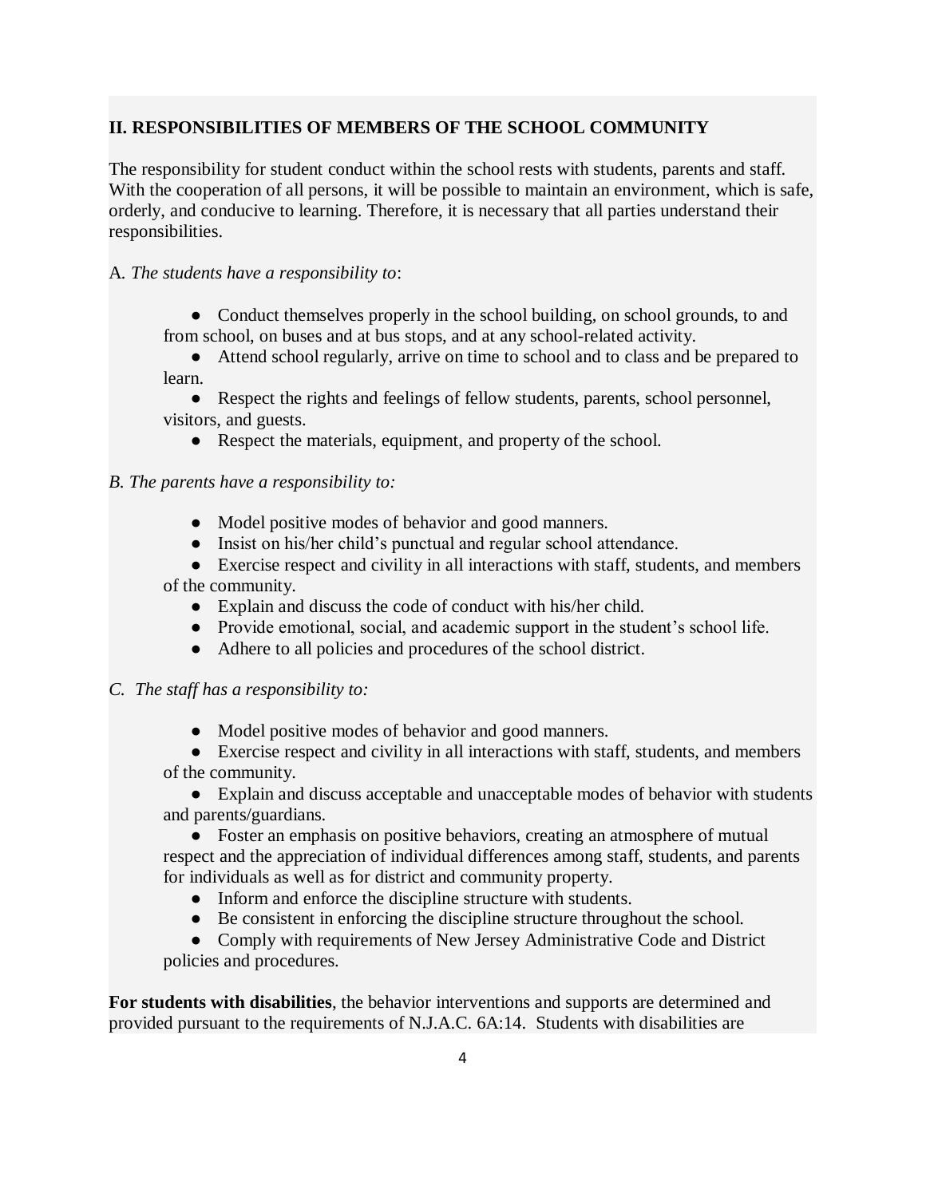## II. RESPONSIBILITIES OF MEMBERS OF THE SCHOOL COMMUNITY

The responsibility for student conduct within the school rests with students, parents and staff. With the cooperation of all persons, it will be possible to maintain an environment, which is safe, orderly, and conducive to learning. Therefore, it is necessary that all parties understand their responsibilities.

A. *The students have a responsibility to*:

- Conduct themselves properly in the school building, on school grounds, to and from school, on buses and at bus stops, and at any school-related activity.
- Attend school regularly, arrive on time to school and to class and be prepared to learn.
- Respect the rights and feelings of fellow students, parents, school personnel, visitors, and guests.
- Respect the materials, equipment, and property of the school.

*B. The parents have a responsibility to:*

- Model positive modes of behavior and good manners.
- Insist on his/her child's punctual and regular school attendance.
- Exercise respect and civility in all interactions with staff, students, and members of the community.
- Explain and discuss the code of conduct with his/her child.
- Provide emotional, social, and academic support in the student's school life.
- Adhere to all policies and procedures of the school district.

*C. The staff has a responsibility to:*

- Model positive modes of behavior and good manners.
- Exercise respect and civility in all interactions with staff, students, and members of the community.
- Explain and discuss acceptable and unacceptable modes of behavior with students and parents/guardians.
- Foster an emphasis on positive behaviors, creating an atmosphere of mutual respect and the appreciation of individual differences among staff, students, and parents for individuals as well as for district and community property.
- Inform and enforce the discipline structure with students.
- Be consistent in enforcing the discipline structure throughout the school.
- Comply with requirements of New Jersey Administrative Code and District policies and procedures.

**For students with disabilities**, the behavior interventions and supports are determined and provided pursuant to the requirements of N.J.A.C. 6A:14. Students with disabilities are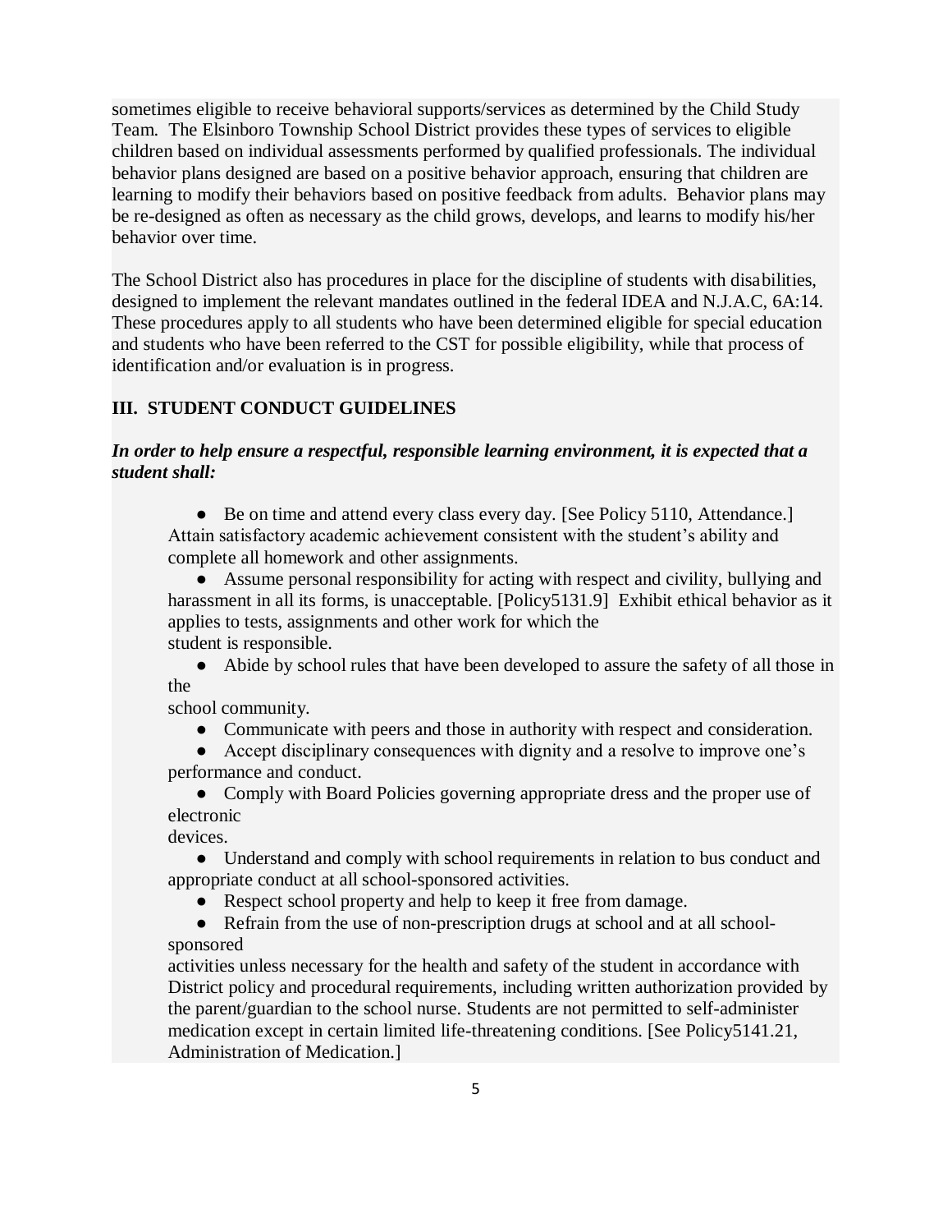sometimes eligible to receive behavioral supports/services as determined by the Child Study Team. The Elsinboro Township School District provides these types of services to eligible children based on individual assessments performed by qualified professionals. The individual behavior plans designed are based on a positive behavior approach, ensuring that children are learning to modify their behaviors based on positive feedback from adults. Behavior plans may be re-designed as often as necessary as the child grows, develops, and learns to modify his/her behavior over time.

The School District also has procedures in place for the discipline of students with disabilities, designed to implement the relevant mandates outlined in the federal IDEA and N.J.A.C, 6A:14. These procedures apply to all students who have been determined eligible for special education and students who have been referred to the CST for possible eligibility, while that process of identification and/or evaluation is in progress.

## III. STUDENT CONDUCT GUIDELINES

***In order to help ensure a respectful, responsible learning environment, it is expected that a student shall:***

- Be on time and attend every class every day. [See Policy 5110, Attendance.] Attain satisfactory academic achievement consistent with the student's ability and complete all homework and other assignments.
- Assume personal responsibility for acting with respect and civility, bullying and harassment in all its forms, is unacceptable. [Policy5131.9] Exhibit ethical behavior as it applies to tests, assignments and other work for which the student is responsible.
- Abide by school rules that have been developed to assure the safety of all those in the school community.
- Communicate with peers and those in authority with respect and consideration.
- Accept disciplinary consequences with dignity and a resolve to improve one's performance and conduct.
- Comply with Board Policies governing appropriate dress and the proper use of electronic devices.
- Understand and comply with school requirements in relation to bus conduct and appropriate conduct at all school-sponsored activities.
- Respect school property and help to keep it free from damage.
- Refrain from the use of non-prescription drugs at school and at all school-sponsored activities unless necessary for the health and safety of the student in accordance with District policy and procedural requirements, including written authorization provided by the parent/guardian to the school nurse. Students are not permitted to self-administer medication except in certain limited life-threatening conditions. [See Policy5141.21, Administration of Medication.]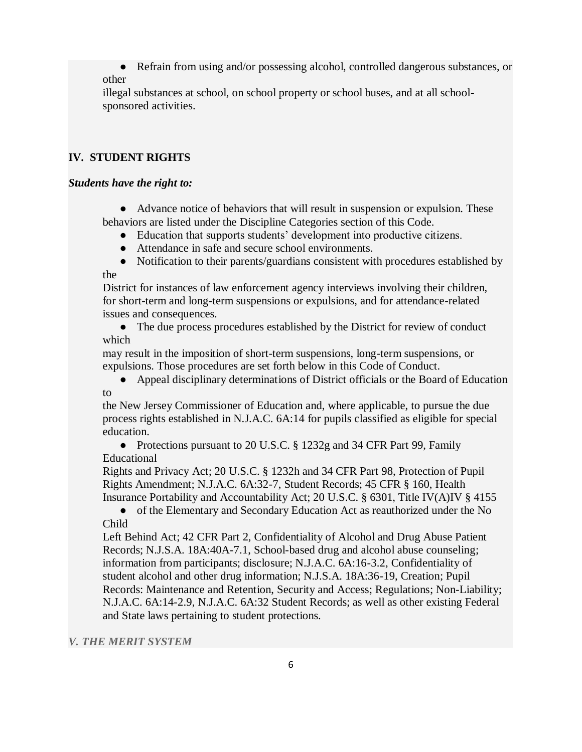- Refrain from using and/or possessing alcohol, controlled dangerous substances, or other illegal substances at school, on school property or school buses, and at all school-sponsored activities.

## IV. STUDENT RIGHTS

***Students have the right to:***

- Advance notice of behaviors that will result in suspension or expulsion. These behaviors are listed under the Discipline Categories section of this Code.
- Education that supports students' development into productive citizens.
- Attendance in safe and secure school environments.
- Notification to their parents/guardians consistent with procedures established by the District for instances of law enforcement agency interviews involving their children, for short-term and long-term suspensions or expulsions, and for attendance-related issues and consequences.
- The due process procedures established by the District for review of conduct which may result in the imposition of short-term suspensions, long-term suspensions, or expulsions. Those procedures are set forth below in this Code of Conduct.
- Appeal disciplinary determinations of District officials or the Board of Education to the New Jersey Commissioner of Education and, where applicable, to pursue the due process rights established in N.J.A.C. 6A:14 for pupils classified as eligible for special education.
- Protections pursuant to 20 U.S.C. § 1232g and 34 CFR Part 99, Family Educational Rights and Privacy Act; 20 U.S.C. § 1232h and 34 CFR Part 98, Protection of Pupil Rights Amendment; N.J.A.C. 6A:32-7, Student Records; 45 CFR § 160, Health Insurance Portability and Accountability Act; 20 U.S.C. § 6301, Title IV(A)IV § 4155
- of the Elementary and Secondary Education Act as reauthorized under the No Child Left Behind Act; 42 CFR Part 2, Confidentiality of Alcohol and Drug Abuse Patient Records; N.J.S.A. 18A:40A-7.1, School-based drug and alcohol abuse counseling; information from participants; disclosure; N.J.A.C. 6A:16-3.2, Confidentiality of student alcohol and other drug information; N.J.S.A. 18A:36-19, Creation; Pupil Records: Maintenance and Retention, Security and Access; Regulations; Non-Liability; N.J.A.C. 6A:14-2.9, N.J.A.C. 6A:32 Student Records; as well as other existing Federal and State laws pertaining to student protections.

## *V. THE MERIT SYSTEM*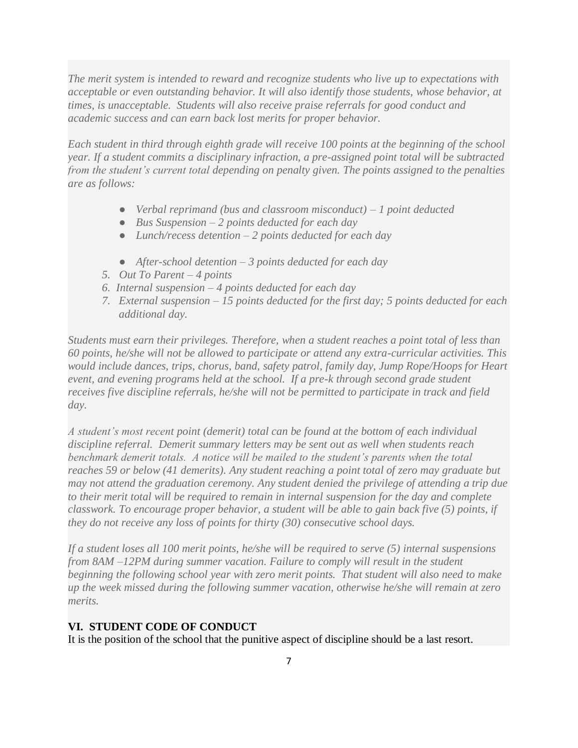*The merit system is intended to reward and recognize students who live up to expectations with acceptable or even outstanding behavior. It will also identify those students, whose behavior, at times, is unacceptable. Students will also receive praise referrals for good conduct and academic success and can earn back lost merits for proper behavior.*

*Each student in third through eighth grade will receive 100 points at the beginning of the school year. If a student commits a disciplinary infraction, a pre-assigned point total will be subtracted from the student's current total depending on penalty given. The points assigned to the penalties are as follows:*

- *Verbal reprimand (bus and classroom misconduct) – 1 point deducted*
- *Bus Suspension – 2 points deducted for each day*
- *Lunch/recess detention – 2 points deducted for each day*
- *After-school detention – 3 points deducted for each day*

5. *Out To Parent – 4 points*
6. *Internal suspension – 4 points deducted for each day*
7. *External suspension – 15 points deducted for the first day; 5 points deducted for each additional day.*

*Students must earn their privileges. Therefore, when a student reaches a point total of less than 60 points, he/she will not be allowed to participate or attend any extra-curricular activities. This would include dances, trips, chorus, band, safety patrol, family day, Jump Rope/Hoops for Heart event, and evening programs held at the school. If a pre-k through second grade student receives five discipline referrals, he/she will not be permitted to participate in track and field day.*

*A student's most recent point (demerit) total can be found at the bottom of each individual discipline referral. Demerit summary letters may be sent out as well when students reach benchmark demerit totals. A notice will be mailed to the student's parents when the total reaches 59 or below (41 demerits). Any student reaching a point total of zero may graduate but may not attend the graduation ceremony. Any student denied the privilege of attending a trip due to their merit total will be required to remain in internal suspension for the day and complete classwork. To encourage proper behavior, a student will be able to gain back five (5) points, if they do not receive any loss of points for thirty (30) consecutive school days.*

*If a student loses all 100 merit points, he/she will be required to serve (5) internal suspensions from 8AM –12PM during summer vacation. Failure to comply will result in the student beginning the following school year with zero merit points. That student will also need to make up the week missed during the following summer vacation, otherwise he/she will remain at zero merits.*

## VI. STUDENT CODE OF CONDUCT

It is the position of the school that the punitive aspect of discipline should be a last resort.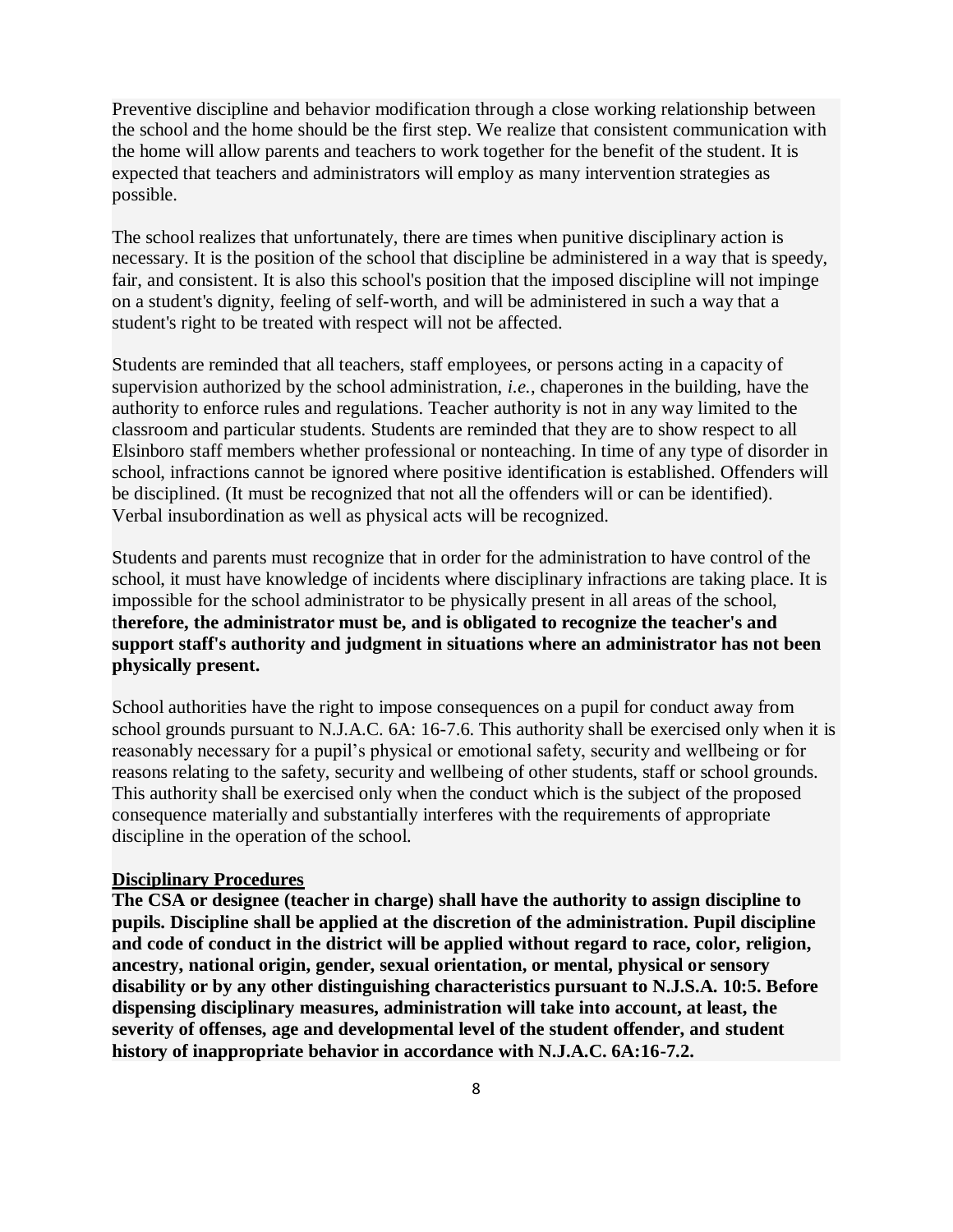Preventive discipline and behavior modification through a close working relationship between the school and the home should be the first step. We realize that consistent communication with the home will allow parents and teachers to work together for the benefit of the student. It is expected that teachers and administrators will employ as many intervention strategies as possible.

The school realizes that unfortunately, there are times when punitive disciplinary action is necessary. It is the position of the school that discipline be administered in a way that is speedy, fair, and consistent. It is also this school's position that the imposed discipline will not impinge on a student's dignity, feeling of self-worth, and will be administered in such a way that a student's right to be treated with respect will not be affected.

Students are reminded that all teachers, staff employees, or persons acting in a capacity of supervision authorized by the school administration, *i.e.*, chaperones in the building, have the authority to enforce rules and regulations. Teacher authority is not in any way limited to the classroom and particular students. Students are reminded that they are to show respect to all Elsinboro staff members whether professional or nonteaching. In time of any type of disorder in school, infractions cannot be ignored where positive identification is established. Offenders will be disciplined. (It must be recognized that not all the offenders will or can be identified). Verbal insubordination as well as physical acts will be recognized.

Students and parents must recognize that in order for the administration to have control of the school, it must have knowledge of incidents where disciplinary infractions are taking place. It is impossible for the school administrator to be physically present in all areas of the school, t**herefore, the administrator must be, and is obligated to recognize the teacher's and support staff's authority and judgment in situations where an administrator has not been physically present.**

School authorities have the right to impose consequences on a pupil for conduct away from school grounds pursuant to N.J.A.C. 6A: 16-7.6. This authority shall be exercised only when it is reasonably necessary for a pupil's physical or emotional safety, security and wellbeing or for reasons relating to the safety, security and wellbeing of other students, staff or school grounds. This authority shall be exercised only when the conduct which is the subject of the proposed consequence materially and substantially interferes with the requirements of appropriate discipline in the operation of the school.

**Disciplinary Procedures**

**The CSA or designee (teacher in charge) shall have the authority to assign discipline to pupils. Discipline shall be applied at the discretion of the administration. Pupil discipline and code of conduct in the district will be applied without regard to race, color, religion, ancestry, national origin, gender, sexual orientation, or mental, physical or sensory disability or by any other distinguishing characteristics pursuant to N.J.S.A. 10:5. Before dispensing disciplinary measures, administration will take into account, at least, the severity of offenses, age and developmental level of the student offender, and student history of inappropriate behavior in accordance with N.J.A.C. 6A:16-7.2.**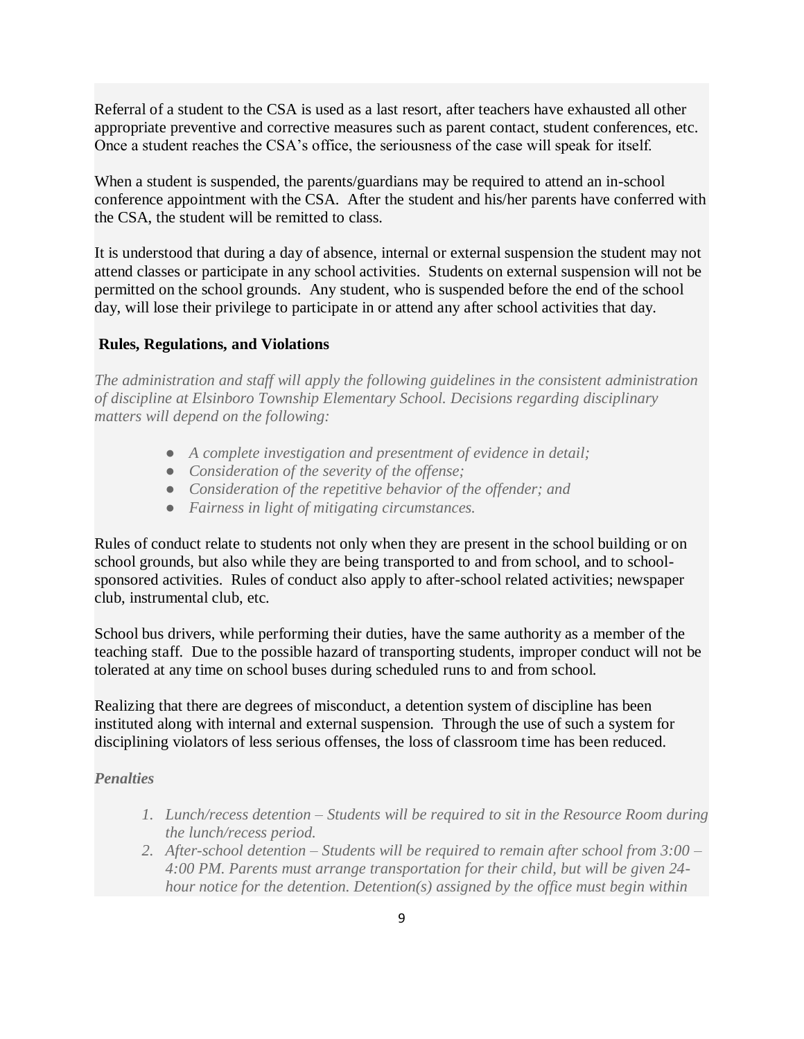Referral of a student to the CSA is used as a last resort, after teachers have exhausted all other appropriate preventive and corrective measures such as parent contact, student conferences, etc. Once a student reaches the CSA's office, the seriousness of the case will speak for itself.

When a student is suspended, the parents/guardians may be required to attend an in-school conference appointment with the CSA. After the student and his/her parents have conferred with the CSA, the student will be remitted to class.

It is understood that during a day of absence, internal or external suspension the student may not attend classes or participate in any school activities. Students on external suspension will not be permitted on the school grounds. Any student, who is suspended before the end of the school day, will lose their privilege to participate in or attend any after school activities that day.

## Rules, Regulations, and Violations

*The administration and staff will apply the following guidelines in the consistent administration of discipline at Elsinboro Township Elementary School. Decisions regarding disciplinary matters will depend on the following:*

- *A complete investigation and presentment of evidence in detail;*
- *Consideration of the severity of the offense;*
- *Consideration of the repetitive behavior of the offender; and*
- *Fairness in light of mitigating circumstances.*

Rules of conduct relate to students not only when they are present in the school building or on school grounds, but also while they are being transported to and from school, and to school-sponsored activities. Rules of conduct also apply to after-school related activities; newspaper club, instrumental club, etc.

School bus drivers, while performing their duties, have the same authority as a member of the teaching staff. Due to the possible hazard of transporting students, improper conduct will not be tolerated at any time on school buses during scheduled runs to and from school.

Realizing that there are degrees of misconduct, a detention system of discipline has been instituted along with internal and external suspension. Through the use of such a system for disciplining violators of less serious offenses, the loss of classroom time has been reduced.

***Penalties***

1. *Lunch/recess detention – Students will be required to sit in the Resource Room during the lunch/recess period.*
2. *After-school detention – Students will be required to remain after school from 3:00 – 4:00 PM. Parents must arrange transportation for their child, but will be given 24-hour notice for the detention. Detention(s) assigned by the office must begin within*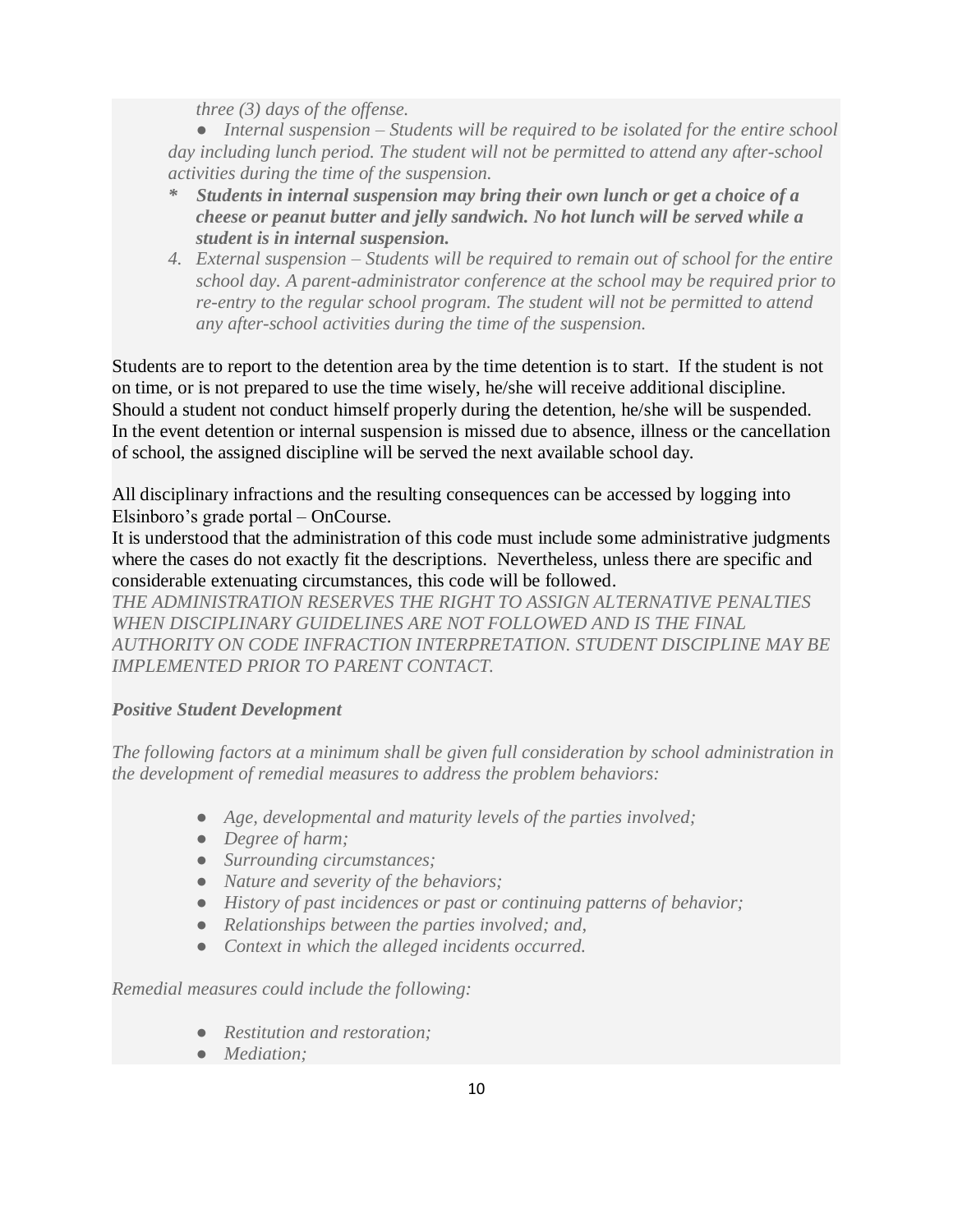*three (3) days of the offense.*

- *Internal suspension – Students will be required to be isolated for the entire school day including lunch period. The student will not be permitted to attend any after-school activities during the time of the suspension.*

\* ***Students in internal suspension may bring their own lunch or get a choice of a cheese or peanut butter and jelly sandwich. No hot lunch will be served while a student is in internal suspension.***

4. *External suspension – Students will be required to remain out of school for the entire school day. A parent-administrator conference at the school may be required prior to re-entry to the regular school program. The student will not be permitted to attend any after-school activities during the time of the suspension.*

Students are to report to the detention area by the time detention is to start. If the student is not on time, or is not prepared to use the time wisely, he/she will receive additional discipline. Should a student not conduct himself properly during the detention, he/she will be suspended. In the event detention or internal suspension is missed due to absence, illness or the cancellation of school, the assigned discipline will be served the next available school day.

All disciplinary infractions and the resulting consequences can be accessed by logging into Elsinboro's grade portal – OnCourse.

It is understood that the administration of this code must include some administrative judgments where the cases do not exactly fit the descriptions. Nevertheless, unless there are specific and considerable extenuating circumstances, this code will be followed.

*THE ADMINISTRATION RESERVES THE RIGHT TO ASSIGN ALTERNATIVE PENALTIES WHEN DISCIPLINARY GUIDELINES ARE NOT FOLLOWED AND IS THE FINAL AUTHORITY ON CODE INFRACTION INTERPRETATION. STUDENT DISCIPLINE MAY BE IMPLEMENTED PRIOR TO PARENT CONTACT.*

***Positive Student Development***

*The following factors at a minimum shall be given full consideration by school administration in the development of remedial measures to address the problem behaviors:*

- *Age, developmental and maturity levels of the parties involved;*
- *Degree of harm;*
- *Surrounding circumstances;*
- *Nature and severity of the behaviors;*
- *History of past incidences or past or continuing patterns of behavior;*
- *Relationships between the parties involved; and,*
- *Context in which the alleged incidents occurred.*

*Remedial measures could include the following:*

- *Restitution and restoration;*
- *Mediation;*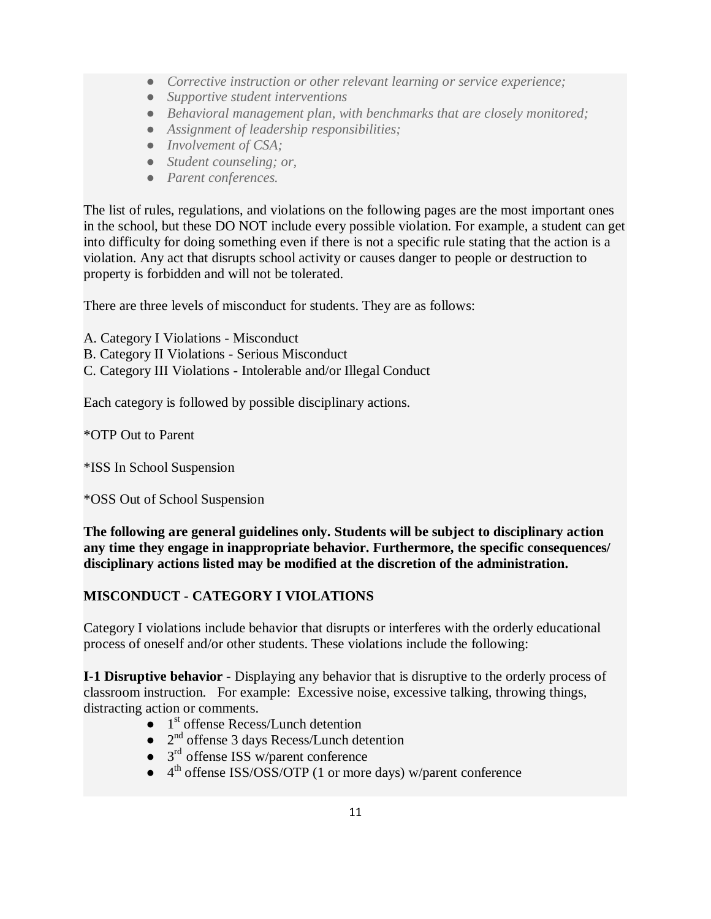- *Corrective instruction or other relevant learning or service experience;*
- *Supportive student interventions*
- *Behavioral management plan, with benchmarks that are closely monitored;*
- *Assignment of leadership responsibilities;*
- *Involvement of CSA;*
- *Student counseling; or,*
- *Parent conferences.*

The list of rules, regulations, and violations on the following pages are the most important ones in the school, but these DO NOT include every possible violation. For example, a student can get into difficulty for doing something even if there is not a specific rule stating that the action is a violation. Any act that disrupts school activity or causes danger to people or destruction to property is forbidden and will not be tolerated.

There are three levels of misconduct for students. They are as follows:

A. Category I Violations - Misconduct
B. Category II Violations - Serious Misconduct
C. Category III Violations - Intolerable and/or Illegal Conduct

Each category is followed by possible disciplinary actions.

*OTP Out to Parent

*ISS In School Suspension

*OSS Out of School Suspension

**The following are general guidelines only. Students will be subject to disciplinary action any time they engage in inappropriate behavior. Furthermore, the specific consequences/ disciplinary actions listed may be modified at the discretion of the administration.**

**MISCONDUCT - CATEGORY I VIOLATIONS**

Category I violations include behavior that disrupts or interferes with the orderly educational process of oneself and/or other students. These violations include the following:

**I-1 Disruptive behavior** - Displaying any behavior that is disruptive to the orderly process of classroom instruction. For example: Excessive noise, excessive talking, throwing things, distracting action or comments.

- 1st offense Recess/Lunch detention
- 2nd offense 3 days Recess/Lunch detention
- 3rd offense ISS w/parent conference
- 4th offense ISS/OSS/OTP (1 or more days) w/parent conference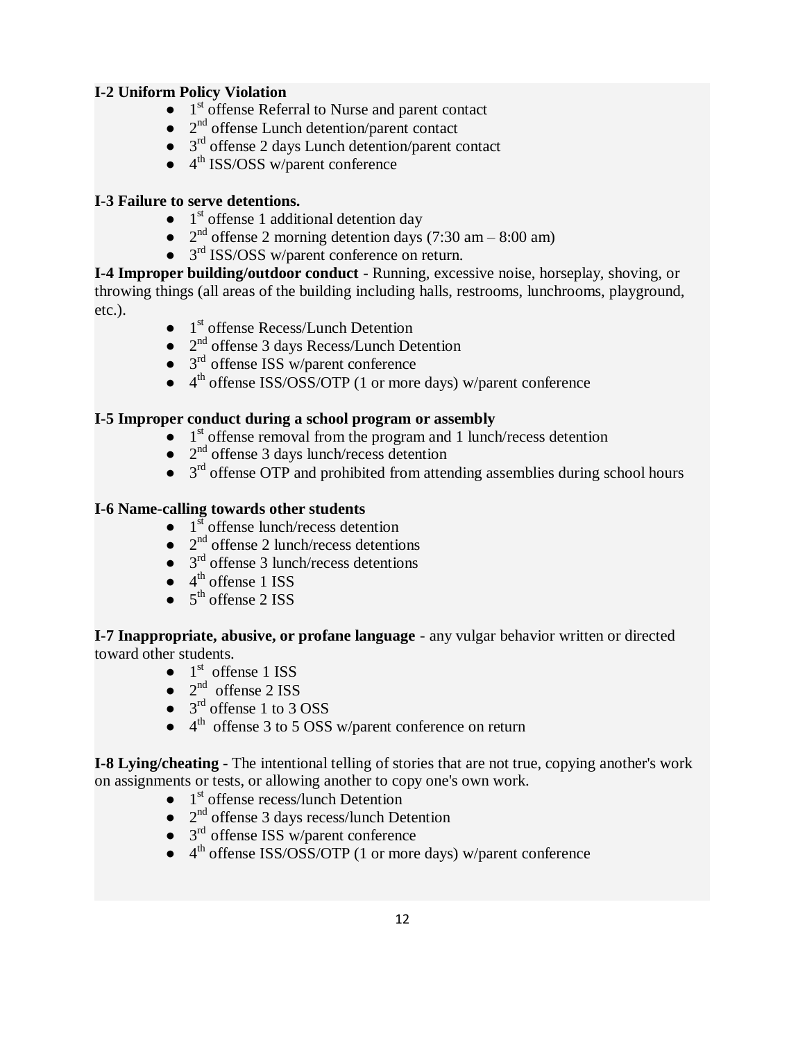**I-2 Uniform Policy Violation**

- 1st offense Referral to Nurse and parent contact
- 2nd offense Lunch detention/parent contact
- 3rd offense 2 days Lunch detention/parent contact
- 4th ISS/OSS w/parent conference

**I-3 Failure to serve detentions.**

- 1st offense 1 additional detention day
- 2nd offense 2 morning detention days (7:30 am – 8:00 am)
- 3rd ISS/OSS w/parent conference on return.

**I-4 Improper building/outdoor conduct** - Running, excessive noise, horseplay, shoving, or throwing things (all areas of the building including halls, restrooms, lunchrooms, playground, etc.).

- 1st offense Recess/Lunch Detention
- 2nd offense 3 days Recess/Lunch Detention
- 3rd offense ISS w/parent conference
- 4th offense ISS/OSS/OTP (1 or more days) w/parent conference

**I-5 Improper conduct during a school program or assembly**

- 1st offense removal from the program and 1 lunch/recess detention
- 2nd offense 3 days lunch/recess detention
- 3rd offense OTP and prohibited from attending assemblies during school hours

**I-6 Name-calling towards other students**

- 1st offense lunch/recess detention
- 2nd offense 2 lunch/recess detentions
- 3rd offense 3 lunch/recess detentions
- 4th offense 1 ISS
- 5th offense 2 ISS

**I-7 Inappropriate, abusive, or profane language** - any vulgar behavior written or directed toward other students.

- 1st offense 1 ISS
- 2nd offense 2 ISS
- 3rd offense 1 to 3 OSS
- 4th offense 3 to 5 OSS w/parent conference on return

**I-8 Lying/cheating** - The intentional telling of stories that are not true, copying another's work on assignments or tests, or allowing another to copy one's own work.

- 1st offense recess/lunch Detention
- 2nd offense 3 days recess/lunch Detention
- 3rd offense ISS w/parent conference
- 4th offense ISS/OSS/OTP (1 or more days) w/parent conference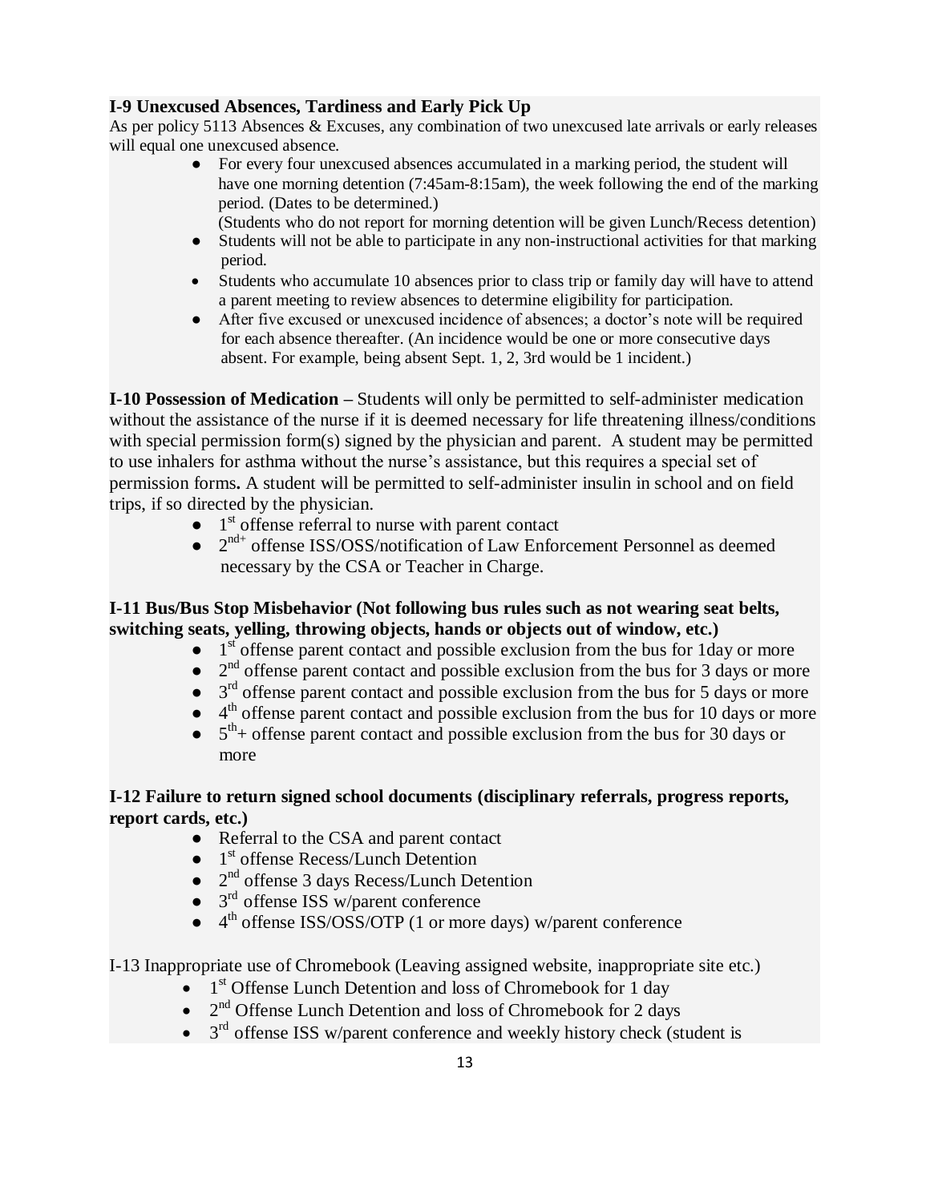**I-9 Unexcused Absences, Tardiness and Early Pick Up**

As per policy 5113 Absences & Excuses, any combination of two unexcused late arrivals or early releases will equal one unexcused absence.

- For every four unexcused absences accumulated in a marking period, the student will have one morning detention (7:45am-8:15am), the week following the end of the marking period. (Dates to be determined.)
  (Students who do not report for morning detention will be given Lunch/Recess detention)
- Students will not be able to participate in any non-instructional activities for that marking period.
- Students who accumulate 10 absences prior to class trip or family day will have to attend a parent meeting to review absences to determine eligibility for participation.
- After five excused or unexcused incidence of absences; a doctor's note will be required for each absence thereafter. (An incidence would be one or more consecutive days absent. For example, being absent Sept. 1, 2, 3rd would be 1 incident.)

**I-10 Possession of Medication –** Students will only be permitted to self-administer medication without the assistance of the nurse if it is deemed necessary for life threatening illness/conditions with special permission form(s) signed by the physician and parent. A student may be permitted to use inhalers for asthma without the nurse's assistance, but this requires a special set of permission forms**.** A student will be permitted to self-administer insulin in school and on field trips, if so directed by the physician.

- 1st offense referral to nurse with parent contact
- 2nd+ offense ISS/OSS/notification of Law Enforcement Personnel as deemed necessary by the CSA or Teacher in Charge.

**I-11 Bus/Bus Stop Misbehavior (Not following bus rules such as not wearing seat belts, switching seats, yelling, throwing objects, hands or objects out of window, etc.)**

- 1st offense parent contact and possible exclusion from the bus for 1day or more
- 2nd offense parent contact and possible exclusion from the bus for 3 days or more
- 3rd offense parent contact and possible exclusion from the bus for 5 days or more
- 4th offense parent contact and possible exclusion from the bus for 10 days or more
- 5th+ offense parent contact and possible exclusion from the bus for 30 days or more

**I-12 Failure to return signed school documents (disciplinary referrals, progress reports, report cards, etc.)**

- Referral to the CSA and parent contact
- 1st offense Recess/Lunch Detention
- 2nd offense 3 days Recess/Lunch Detention
- 3rd offense ISS w/parent conference
- 4th offense ISS/OSS/OTP (1 or more days) w/parent conference

I-13 Inappropriate use of Chromebook (Leaving assigned website, inappropriate site etc.)

- 1st Offense Lunch Detention and loss of Chromebook for 1 day
- 2nd Offense Lunch Detention and loss of Chromebook for 2 days
- 3rd offense ISS w/parent conference and weekly history check (student is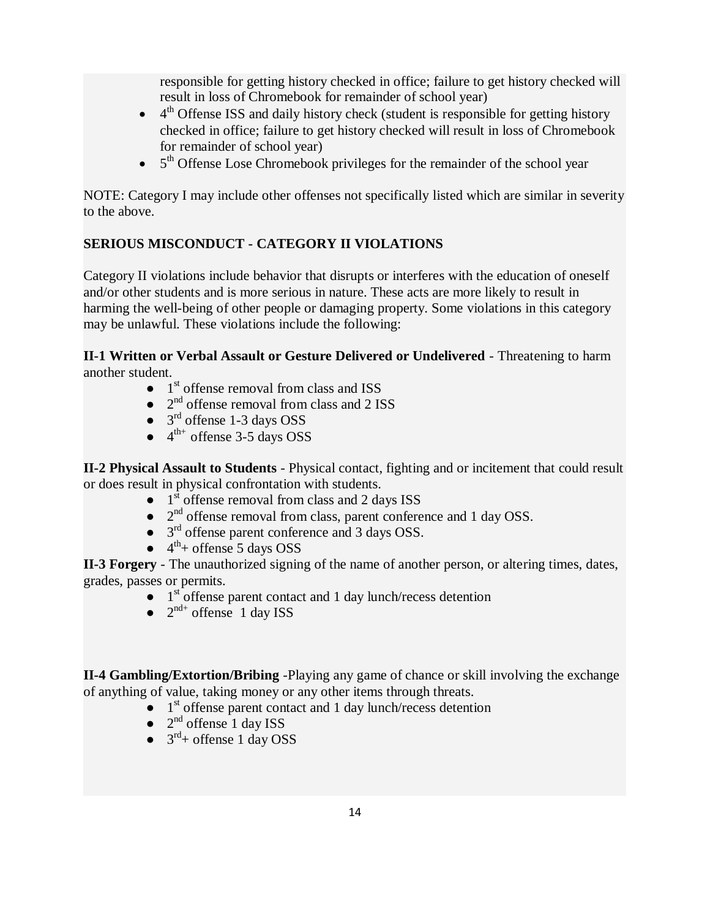responsible for getting history checked in office; failure to get history checked will result in loss of Chromebook for remainder of school year)

- 4th Offense ISS and daily history check (student is responsible for getting history checked in office; failure to get history checked will result in loss of Chromebook for remainder of school year)
- 5th Offense Lose Chromebook privileges for the remainder of the school year

NOTE: Category I may include other offenses not specifically listed which are similar in severity to the above.

**SERIOUS MISCONDUCT - CATEGORY II VIOLATIONS**

Category II violations include behavior that disrupts or interferes with the education of oneself and/or other students and is more serious in nature. These acts are more likely to result in harming the well-being of other people or damaging property. Some violations in this category may be unlawful. These violations include the following:

**II-1 Written or Verbal Assault or Gesture Delivered or Undelivered** - Threatening to harm another student.

- 1st offense removal from class and ISS
- 2nd offense removal from class and 2 ISS
- 3rd offense 1-3 days OSS
- 4th+ offense 3-5 days OSS

**II-2 Physical Assault to Students** - Physical contact, fighting and or incitement that could result or does result in physical confrontation with students.

- 1st offense removal from class and 2 days ISS
- 2nd offense removal from class, parent conference and 1 day OSS.
- 3rd offense parent conference and 3 days OSS.
- 4th+ offense 5 days OSS

**II-3 Forgery** - The unauthorized signing of the name of another person, or altering times, dates, grades, passes or permits.

- 1st offense parent contact and 1 day lunch/recess detention
- 2nd+ offense 1 day ISS

**II-4 Gambling/Extortion/Bribing** -Playing any game of chance or skill involving the exchange of anything of value, taking money or any other items through threats.

- 1st offense parent contact and 1 day lunch/recess detention
- 2nd offense 1 day ISS
- 3rd+ offense 1 day OSS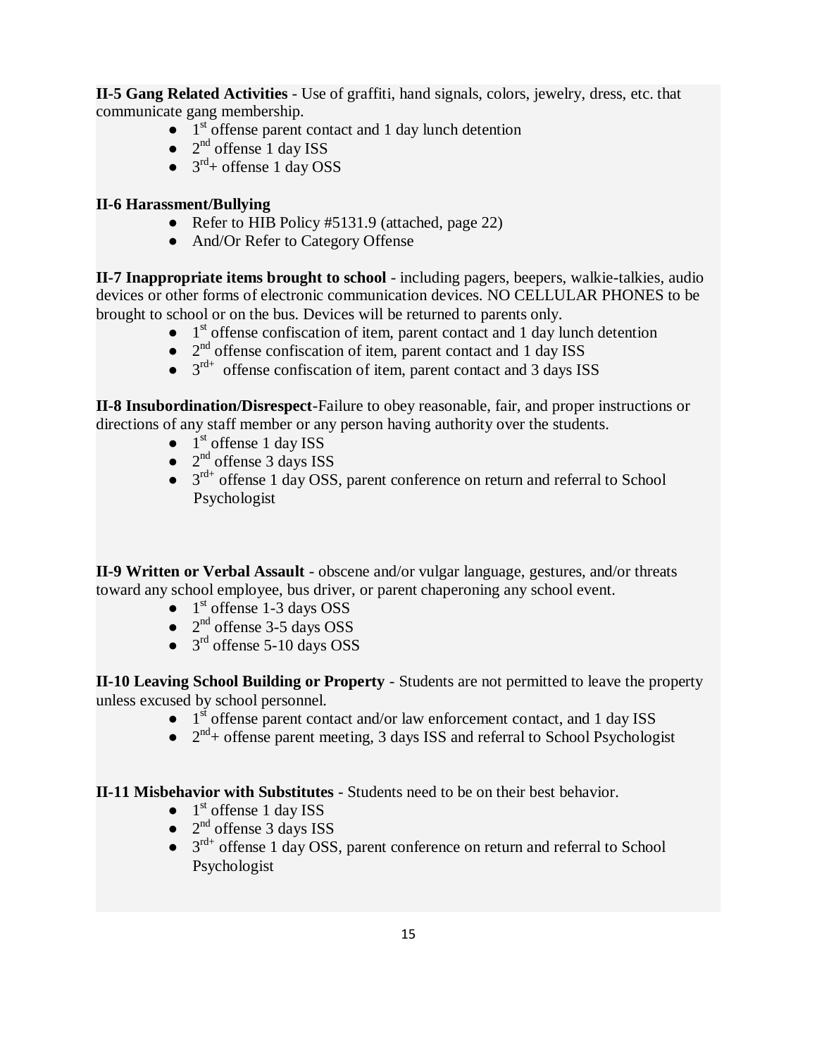**II-5 Gang Related Activities** - Use of graffiti, hand signals, colors, jewelry, dress, etc. that communicate gang membership.

- 1st offense parent contact and 1 day lunch detention
- 2nd offense 1 day ISS
- 3rd+ offense 1 day OSS

**II-6 Harassment/Bullying**

- Refer to HIB Policy #5131.9 (attached, page 22)
- And/Or Refer to Category Offense

**II-7 Inappropriate items brought to school** - including pagers, beepers, walkie-talkies, audio devices or other forms of electronic communication devices. NO CELLULAR PHONES to be brought to school or on the bus. Devices will be returned to parents only.

- 1st offense confiscation of item, parent contact and 1 day lunch detention
- 2nd offense confiscation of item, parent contact and 1 day ISS
- 3rd+ offense confiscation of item, parent contact and 3 days ISS

**II-8 Insubordination/Disrespect**-Failure to obey reasonable, fair, and proper instructions or directions of any staff member or any person having authority over the students.

- 1st offense 1 day ISS
- 2nd offense 3 days ISS
- 3rd+ offense 1 day OSS, parent conference on return and referral to School Psychologist

**II-9 Written or Verbal Assault** - obscene and/or vulgar language, gestures, and/or threats toward any school employee, bus driver, or parent chaperoning any school event.

- 1st offense 1-3 days OSS
- 2nd offense 3-5 days OSS
- 3rd offense 5-10 days OSS

**II-10 Leaving School Building or Property** - Students are not permitted to leave the property unless excused by school personnel.

- 1st offense parent contact and/or law enforcement contact, and 1 day ISS
- 2nd+ offense parent meeting, 3 days ISS and referral to School Psychologist

**II-11 Misbehavior with Substitutes** - Students need to be on their best behavior.

- 1st offense 1 day ISS
- 2nd offense 3 days ISS
- 3rd+ offense 1 day OSS, parent conference on return and referral to School Psychologist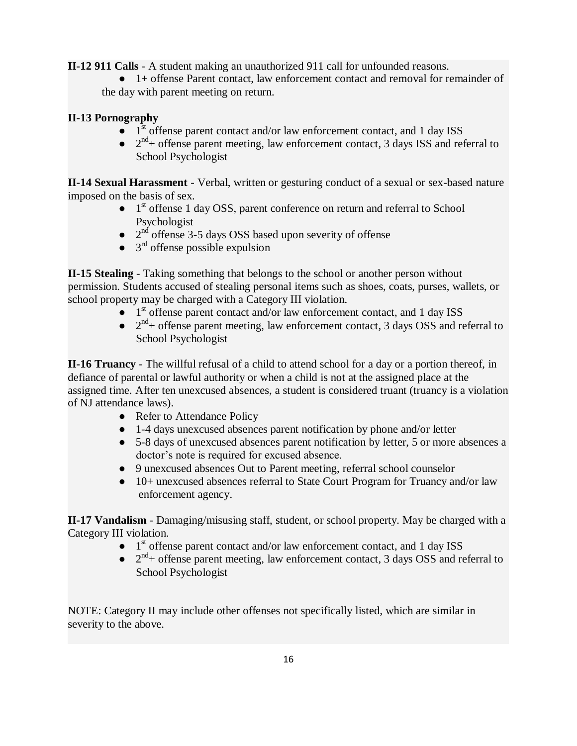**II-12 911 Calls** - A student making an unauthorized 911 call for unfounded reasons.

- 1+ offense Parent contact, law enforcement contact and removal for remainder of the day with parent meeting on return.

**II-13 Pornography**

- 1st offense parent contact and/or law enforcement contact, and 1 day ISS
- 2nd+ offense parent meeting, law enforcement contact, 3 days ISS and referral to School Psychologist

**II-14 Sexual Harassment** - Verbal, written or gesturing conduct of a sexual or sex-based nature imposed on the basis of sex.

- 1st offense 1 day OSS, parent conference on return and referral to School Psychologist
- 2nd offense 3-5 days OSS based upon severity of offense
- 3rd offense possible expulsion

**II-15 Stealing** - Taking something that belongs to the school or another person without permission. Students accused of stealing personal items such as shoes, coats, purses, wallets, or school property may be charged with a Category III violation.

- 1st offense parent contact and/or law enforcement contact, and 1 day ISS
- 2nd+ offense parent meeting, law enforcement contact, 3 days OSS and referral to School Psychologist

**II-16 Truancy** - The willful refusal of a child to attend school for a day or a portion thereof, in defiance of parental or lawful authority or when a child is not at the assigned place at the assigned time. After ten unexcused absences, a student is considered truant (truancy is a violation of NJ attendance laws).

- Refer to Attendance Policy
- 1-4 days unexcused absences parent notification by phone and/or letter
- 5-8 days of unexcused absences parent notification by letter, 5 or more absences a doctor's note is required for excused absence.
- 9 unexcused absences Out to Parent meeting, referral school counselor
- 10+ unexcused absences referral to State Court Program for Truancy and/or law enforcement agency.

**II-17 Vandalism** - Damaging/misusing staff, student, or school property. May be charged with a Category III violation.

- 1st offense parent contact and/or law enforcement contact, and 1 day ISS
- 2nd+ offense parent meeting, law enforcement contact, 3 days OSS and referral to School Psychologist

NOTE: Category II may include other offenses not specifically listed, which are similar in severity to the above.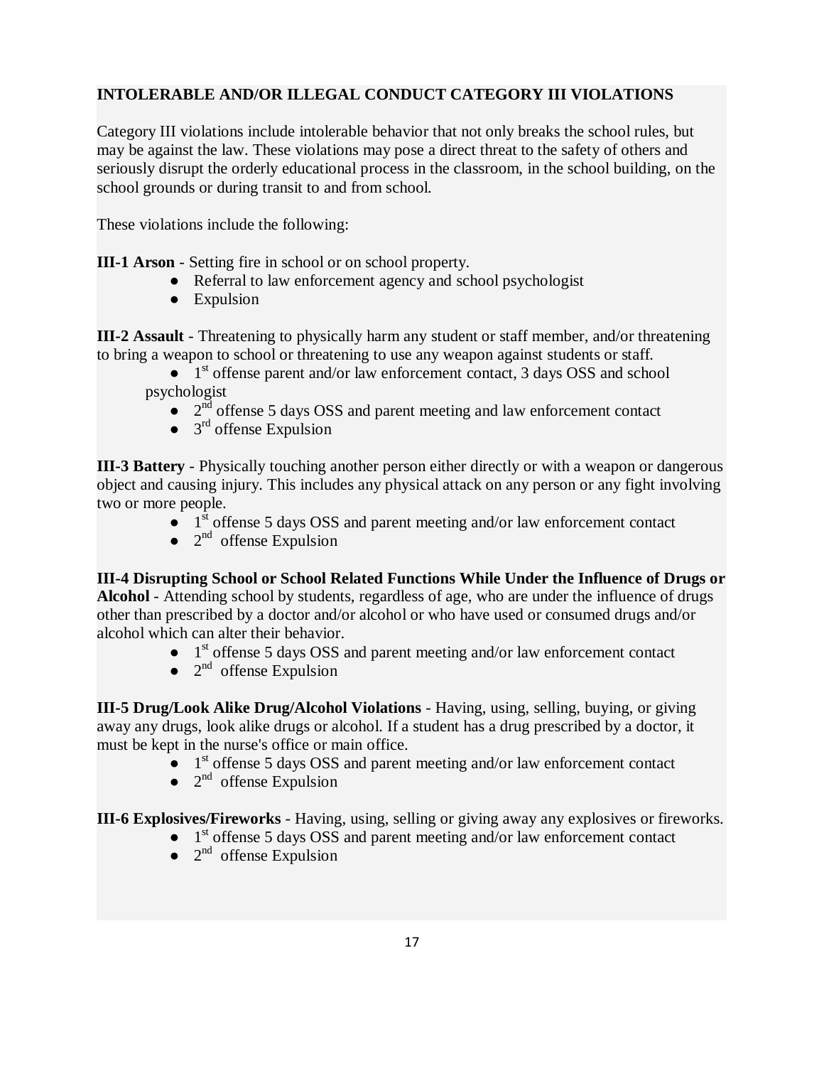**INTOLERABLE AND/OR ILLEGAL CONDUCT CATEGORY III VIOLATIONS**

Category III violations include intolerable behavior that not only breaks the school rules, but may be against the law. These violations may pose a direct threat to the safety of others and seriously disrupt the orderly educational process in the classroom, in the school building, on the school grounds or during transit to and from school.

These violations include the following:

**III-1 Arson** - Setting fire in school or on school property.

- Referral to law enforcement agency and school psychologist
- Expulsion

**III-2 Assault** - Threatening to physically harm any student or staff member, and/or threatening to bring a weapon to school or threatening to use any weapon against students or staff.

- 1st offense parent and/or law enforcement contact, 3 days OSS and school psychologist
- 2nd offense 5 days OSS and parent meeting and law enforcement contact
- 3rd offense Expulsion

**III-3 Battery** - Physically touching another person either directly or with a weapon or dangerous object and causing injury. This includes any physical attack on any person or any fight involving two or more people.

- 1st offense 5 days OSS and parent meeting and/or law enforcement contact
- 2nd offense Expulsion

**III-4 Disrupting School or School Related Functions While Under the Influence of Drugs or Alcohol** - Attending school by students, regardless of age, who are under the influence of drugs other than prescribed by a doctor and/or alcohol or who have used or consumed drugs and/or alcohol which can alter their behavior.

- 1st offense 5 days OSS and parent meeting and/or law enforcement contact
- 2nd offense Expulsion

**III-5 Drug/Look Alike Drug/Alcohol Violations** - Having, using, selling, buying, or giving away any drugs, look alike drugs or alcohol. If a student has a drug prescribed by a doctor, it must be kept in the nurse's office or main office.

- 1st offense 5 days OSS and parent meeting and/or law enforcement contact
- 2nd offense Expulsion

**III-6 Explosives/Fireworks** - Having, using, selling or giving away any explosives or fireworks.

- 1st offense 5 days OSS and parent meeting and/or law enforcement contact
- 2nd offense Expulsion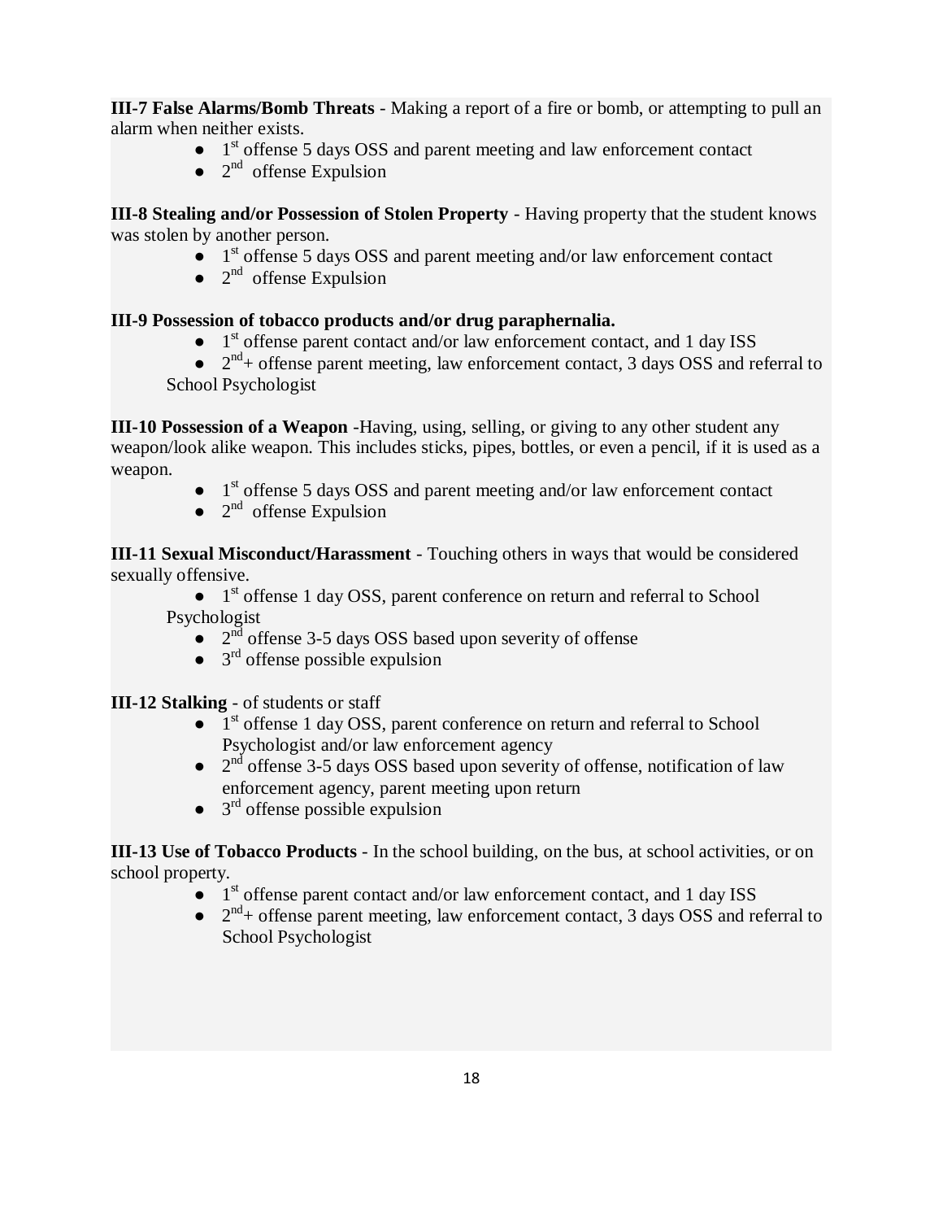**III-7 False Alarms/Bomb Threats** - Making a report of a fire or bomb, or attempting to pull an alarm when neither exists.

- 1st offense 5 days OSS and parent meeting and law enforcement contact
- 2nd offense Expulsion

**III-8 Stealing and/or Possession of Stolen Property** - Having property that the student knows was stolen by another person.

- 1st offense 5 days OSS and parent meeting and/or law enforcement contact
- 2nd offense Expulsion

**III-9 Possession of tobacco products and/or drug paraphernalia.**

- 1st offense parent contact and/or law enforcement contact, and 1 day ISS
- 2nd+ offense parent meeting, law enforcement contact, 3 days OSS and referral to School Psychologist

**III-10 Possession of a Weapon** -Having, using, selling, or giving to any other student any weapon/look alike weapon. This includes sticks, pipes, bottles, or even a pencil, if it is used as a weapon.

- 1st offense 5 days OSS and parent meeting and/or law enforcement contact
- 2nd offense Expulsion

**III-11 Sexual Misconduct/Harassment** - Touching others in ways that would be considered sexually offensive.

- 1st offense 1 day OSS, parent conference on return and referral to School Psychologist
- 2nd offense 3-5 days OSS based upon severity of offense
- 3rd offense possible expulsion

**III-12 Stalking** - of students or staff

- 1st offense 1 day OSS, parent conference on return and referral to School Psychologist and/or law enforcement agency
- 2nd offense 3-5 days OSS based upon severity of offense, notification of law enforcement agency, parent meeting upon return
- 3rd offense possible expulsion

**III-13 Use of Tobacco Products** - In the school building, on the bus, at school activities, or on school property.

- 1st offense parent contact and/or law enforcement contact, and 1 day ISS
- 2nd+ offense parent meeting, law enforcement contact, 3 days OSS and referral to School Psychologist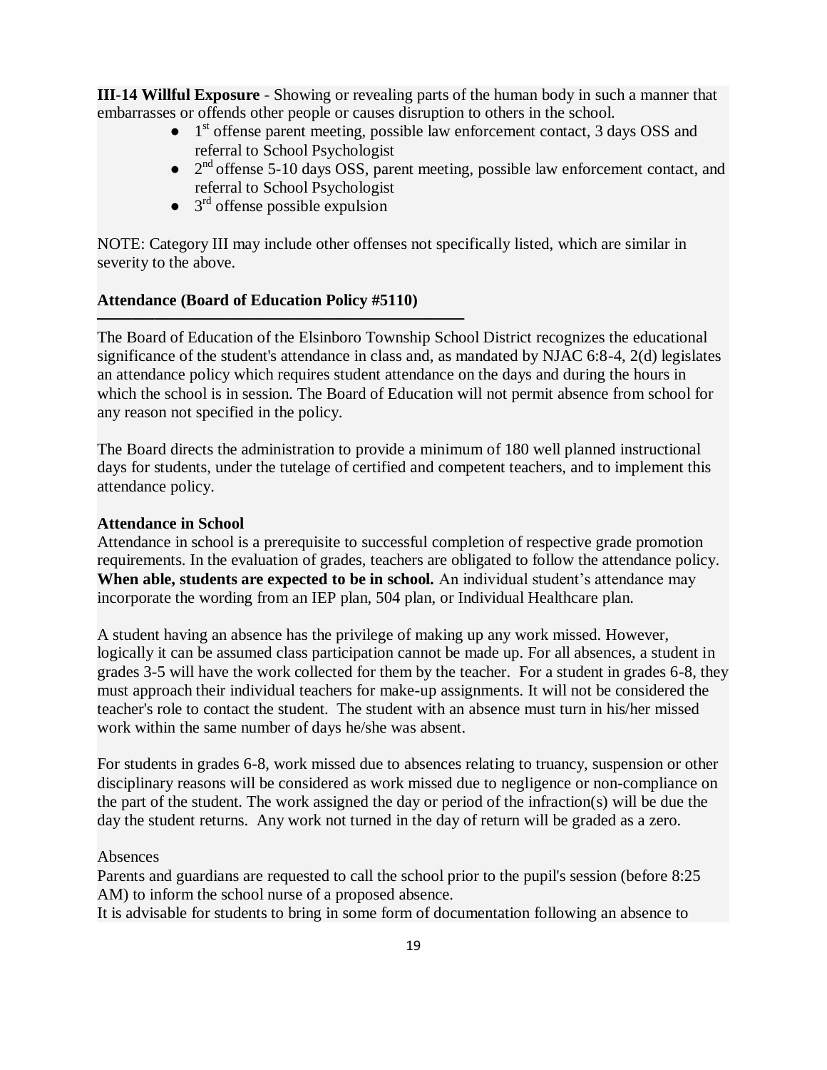**III-14 Willful Exposure** - Showing or revealing parts of the human body in such a manner that embarrasses or offends other people or causes disruption to others in the school.

- 1st offense parent meeting, possible law enforcement contact, 3 days OSS and referral to School Psychologist
- 2nd offense 5-10 days OSS, parent meeting, possible law enforcement contact, and referral to School Psychologist
- 3rd offense possible expulsion

NOTE: Category III may include other offenses not specifically listed, which are similar in severity to the above.

## Attendance (Board of Education Policy #5110)

The Board of Education of the Elsinboro Township School District recognizes the educational significance of the student's attendance in class and, as mandated by NJAC 6:8-4, 2(d) legislates an attendance policy which requires student attendance on the days and during the hours in which the school is in session. The Board of Education will not permit absence from school for any reason not specified in the policy.

The Board directs the administration to provide a minimum of 180 well planned instructional days for students, under the tutelage of certified and competent teachers, and to implement this attendance policy.

### Attendance in School

Attendance in school is a prerequisite to successful completion of respective grade promotion requirements. In the evaluation of grades, teachers are obligated to follow the attendance policy. **When able, students are expected to be in school.** An individual student's attendance may incorporate the wording from an IEP plan, 504 plan, or Individual Healthcare plan.

A student having an absence has the privilege of making up any work missed. However, logically it can be assumed class participation cannot be made up. For all absences, a student in grades 3-5 will have the work collected for them by the teacher. For a student in grades 6-8, they must approach their individual teachers for make-up assignments. It will not be considered the teacher's role to contact the student. The student with an absence must turn in his/her missed work within the same number of days he/she was absent.

For students in grades 6-8, work missed due to absences relating to truancy, suspension or other disciplinary reasons will be considered as work missed due to negligence or non-compliance on the part of the student. The work assigned the day or period of the infraction(s) will be due the day the student returns. Any work not turned in the day of return will be graded as a zero.

Absences

Parents and guardians are requested to call the school prior to the pupil's session (before 8:25 AM) to inform the school nurse of a proposed absence.

It is advisable for students to bring in some form of documentation following an absence to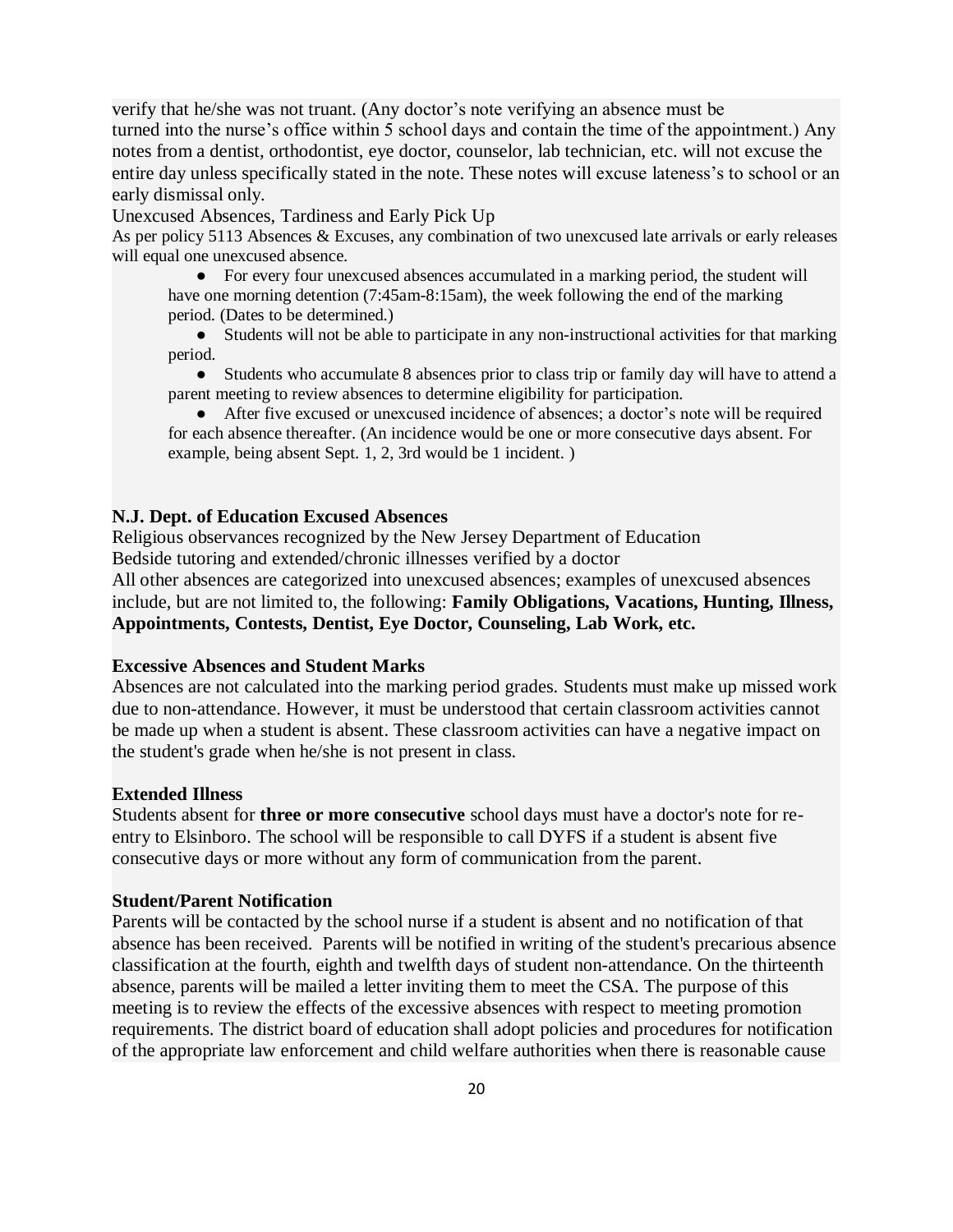verify that he/she was not truant. (Any doctor's note verifying an absence must be turned into the nurse's office within 5 school days and contain the time of the appointment.) Any notes from a dentist, orthodontist, eye doctor, counselor, lab technician, etc. will not excuse the entire day unless specifically stated in the note. These notes will excuse lateness's to school or an early dismissal only.

Unexcused Absences, Tardiness and Early Pick Up

As per policy 5113 Absences & Excuses, any combination of two unexcused late arrivals or early releases will equal one unexcused absence.

- For every four unexcused absences accumulated in a marking period, the student will have one morning detention (7:45am-8:15am), the week following the end of the marking period. (Dates to be determined.)
- Students will not be able to participate in any non-instructional activities for that marking period.
- Students who accumulate 8 absences prior to class trip or family day will have to attend a parent meeting to review absences to determine eligibility for participation.
- After five excused or unexcused incidence of absences; a doctor's note will be required for each absence thereafter. (An incidence would be one or more consecutive days absent. For example, being absent Sept. 1, 2, 3rd would be 1 incident. )

**N.J. Dept. of Education Excused Absences**

Religious observances recognized by the New Jersey Department of Education

Bedside tutoring and extended/chronic illnesses verified by a doctor

All other absences are categorized into unexcused absences; examples of unexcused absences include, but are not limited to, the following: **Family Obligations, Vacations, Hunting, Illness, Appointments, Contests, Dentist, Eye Doctor, Counseling, Lab Work, etc.**

**Excessive Absences and Student Marks**

Absences are not calculated into the marking period grades. Students must make up missed work due to non-attendance. However, it must be understood that certain classroom activities cannot be made up when a student is absent. These classroom activities can have a negative impact on the student's grade when he/she is not present in class.

**Extended Illness**

Students absent for **three or more consecutive** school days must have a doctor's note for re-entry to Elsinboro. The school will be responsible to call DYFS if a student is absent five consecutive days or more without any form of communication from the parent.

**Student/Parent Notification**

Parents will be contacted by the school nurse if a student is absent and no notification of that absence has been received. Parents will be notified in writing of the student's precarious absence classification at the fourth, eighth and twelfth days of student non-attendance. On the thirteenth absence, parents will be mailed a letter inviting them to meet the CSA. The purpose of this meeting is to review the effects of the excessive absences with respect to meeting promotion requirements. The district board of education shall adopt policies and procedures for notification of the appropriate law enforcement and child welfare authorities when there is reasonable cause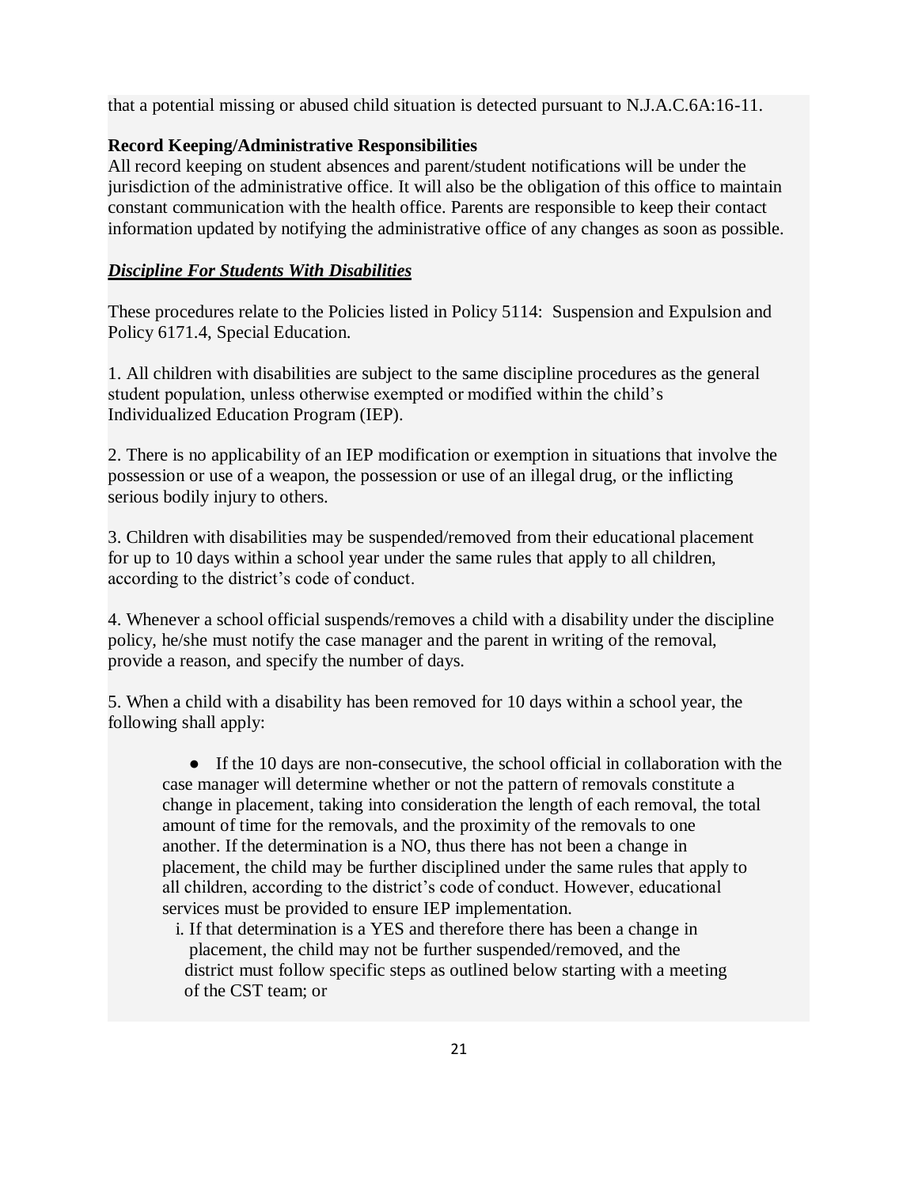that a potential missing or abused child situation is detected pursuant to N.J.A.C.6A:16-11.

**Record Keeping/Administrative Responsibilities**

All record keeping on student absences and parent/student notifications will be under the jurisdiction of the administrative office. It will also be the obligation of this office to maintain constant communication with the health office. Parents are responsible to keep their contact information updated by notifying the administrative office of any changes as soon as possible.

### ***Discipline For Students With Disabilities***

These procedures relate to the Policies listed in Policy 5114: Suspension and Expulsion and Policy 6171.4, Special Education.

1. All children with disabilities are subject to the same discipline procedures as the general student population, unless otherwise exempted or modified within the child's Individualized Education Program (IEP).

2. There is no applicability of an IEP modification or exemption in situations that involve the possession or use of a weapon, the possession or use of an illegal drug, or the inflicting serious bodily injury to others.

3. Children with disabilities may be suspended/removed from their educational placement for up to 10 days within a school year under the same rules that apply to all children, according to the district's code of conduct.

4. Whenever a school official suspends/removes a child with a disability under the discipline policy, he/she must notify the case manager and the parent in writing of the removal, provide a reason, and specify the number of days.

5. When a child with a disability has been removed for 10 days within a school year, the following shall apply:

- If the 10 days are non-consecutive, the school official in collaboration with the case manager will determine whether or not the pattern of removals constitute a change in placement, taking into consideration the length of each removal, the total amount of time for the removals, and the proximity of the removals to one another. If the determination is a NO, thus there has not been a change in placement, the child may be further disciplined under the same rules that apply to all children, according to the district's code of conduct. However, educational services must be provided to ensure IEP implementation.
    i. If that determination is a YES and therefore there has been a change in placement, the child may not be further suspended/removed, and the district must follow specific steps as outlined below starting with a meeting of the CST team; or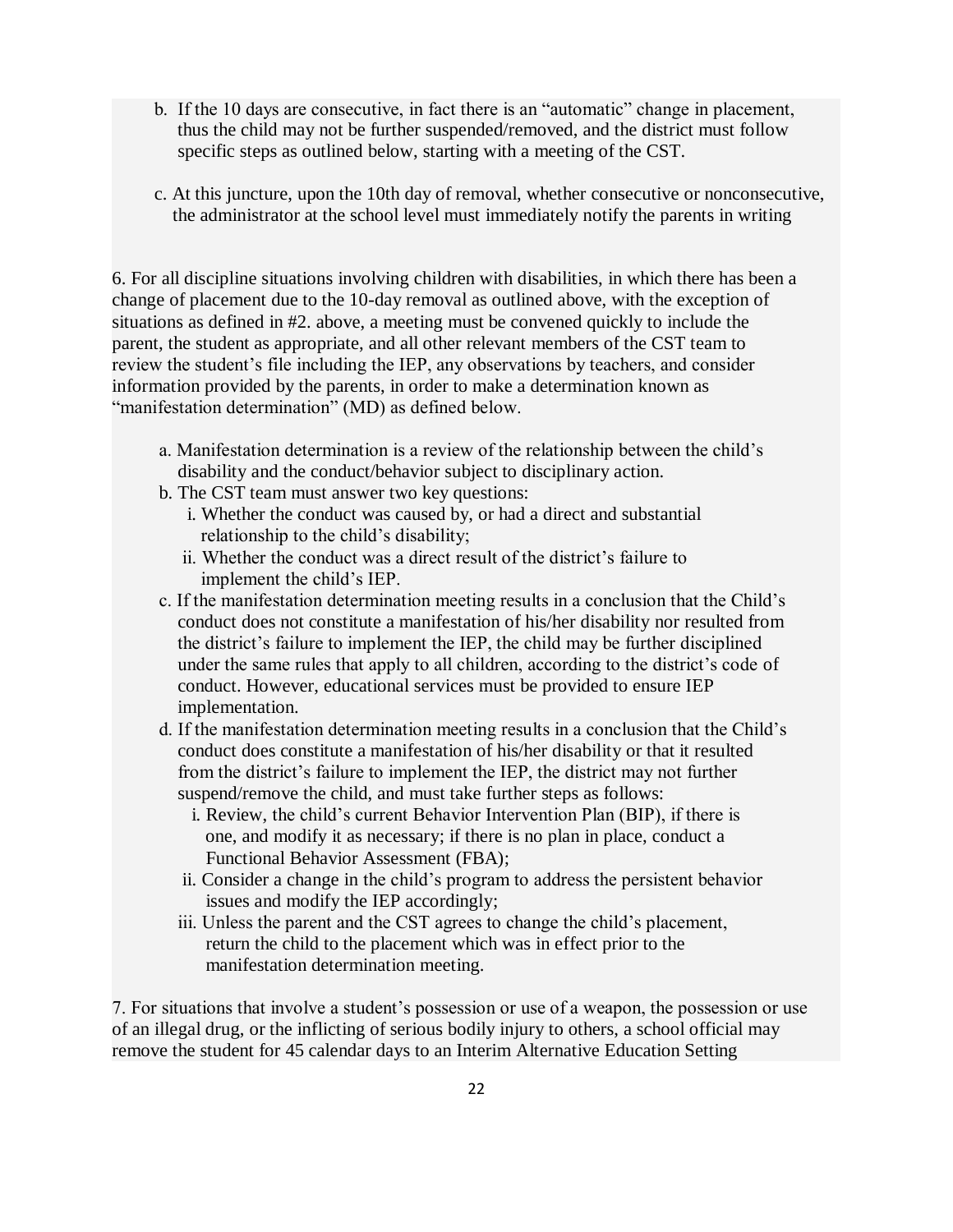b. If the 10 days are consecutive, in fact there is an "automatic" change in placement, thus the child may not be further suspended/removed, and the district must follow specific steps as outlined below, starting with a meeting of the CST.

c. At this juncture, upon the 10th day of removal, whether consecutive or nonconsecutive, the administrator at the school level must immediately notify the parents in writing

6. For all discipline situations involving children with disabilities, in which there has been a change of placement due to the 10-day removal as outlined above, with the exception of situations as defined in #2. above, a meeting must be convened quickly to include the parent, the student as appropriate, and all other relevant members of the CST team to review the student's file including the IEP, any observations by teachers, and consider information provided by the parents, in order to make a determination known as "manifestation determination" (MD) as defined below.

a. Manifestation determination is a review of the relationship between the child's disability and the conduct/behavior subject to disciplinary action.

b. The CST team must answer two key questions:

   i. Whether the conduct was caused by, or had a direct and substantial relationship to the child's disability;

   ii. Whether the conduct was a direct result of the district's failure to implement the child's IEP.

c. If the manifestation determination meeting results in a conclusion that the Child's conduct does not constitute a manifestation of his/her disability nor resulted from the district's failure to implement the IEP, the child may be further disciplined under the same rules that apply to all children, according to the district's code of conduct. However, educational services must be provided to ensure IEP implementation.

d. If the manifestation determination meeting results in a conclusion that the Child's conduct does constitute a manifestation of his/her disability or that it resulted from the district's failure to implement the IEP, the district may not further suspend/remove the child, and must take further steps as follows:

   i. Review, the child's current Behavior Intervention Plan (BIP), if there is one, and modify it as necessary; if there is no plan in place, conduct a Functional Behavior Assessment (FBA);

   ii. Consider a change in the child's program to address the persistent behavior issues and modify the IEP accordingly;

   iii. Unless the parent and the CST agrees to change the child's placement, return the child to the placement which was in effect prior to the manifestation determination meeting.

7. For situations that involve a student's possession or use of a weapon, the possession or use of an illegal drug, or the inflicting of serious bodily injury to others, a school official may remove the student for 45 calendar days to an Interim Alternative Education Setting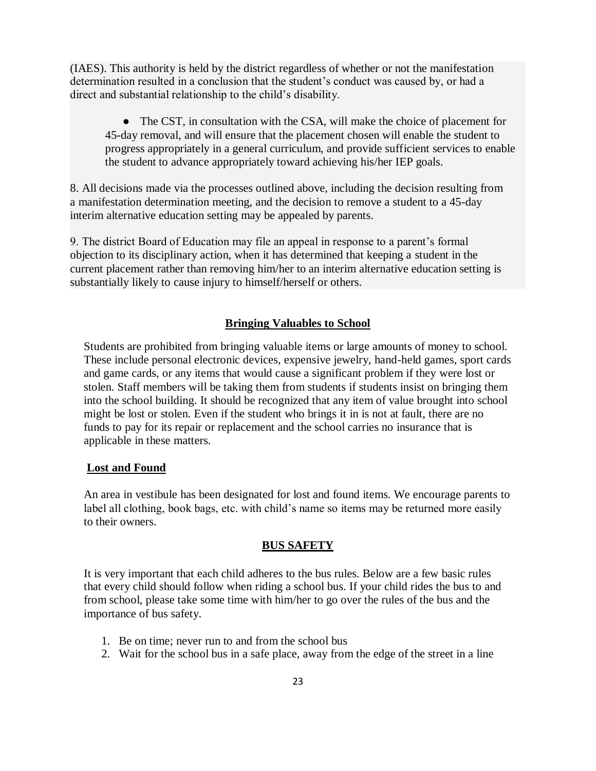(IAES). This authority is held by the district regardless of whether or not the manifestation determination resulted in a conclusion that the student's conduct was caused by, or had a direct and substantial relationship to the child's disability.

- The CST, in consultation with the CSA, will make the choice of placement for 45-day removal, and will ensure that the placement chosen will enable the student to progress appropriately in a general curriculum, and provide sufficient services to enable the student to advance appropriately toward achieving his/her IEP goals.

8. All decisions made via the processes outlined above, including the decision resulting from a manifestation determination meeting, and the decision to remove a student to a 45-day interim alternative education setting may be appealed by parents.

9. The district Board of Education may file an appeal in response to a parent's formal objection to its disciplinary action, when it has determined that keeping a student in the current placement rather than removing him/her to an interim alternative education setting is substantially likely to cause injury to himself/herself or others.

## Bringing Valuables to School

Students are prohibited from bringing valuable items or large amounts of money to school. These include personal electronic devices, expensive jewelry, hand-held games, sport cards and game cards, or any items that would cause a significant problem if they were lost or stolen. Staff members will be taking them from students if students insist on bringing them into the school building. It should be recognized that any item of value brought into school might be lost or stolen. Even if the student who brings it in is not at fault, there are no funds to pay for its repair or replacement and the school carries no insurance that is applicable in these matters.

## Lost and Found

An area in vestibule has been designated for lost and found items. We encourage parents to label all clothing, book bags, etc. with child's name so items may be returned more easily to their owners.

## BUS SAFETY

It is very important that each child adheres to the bus rules. Below are a few basic rules that every child should follow when riding a school bus. If your child rides the bus to and from school, please take some time with him/her to go over the rules of the bus and the importance of bus safety.

1. Be on time; never run to and from the school bus
2. Wait for the school bus in a safe place, away from the edge of the street in a line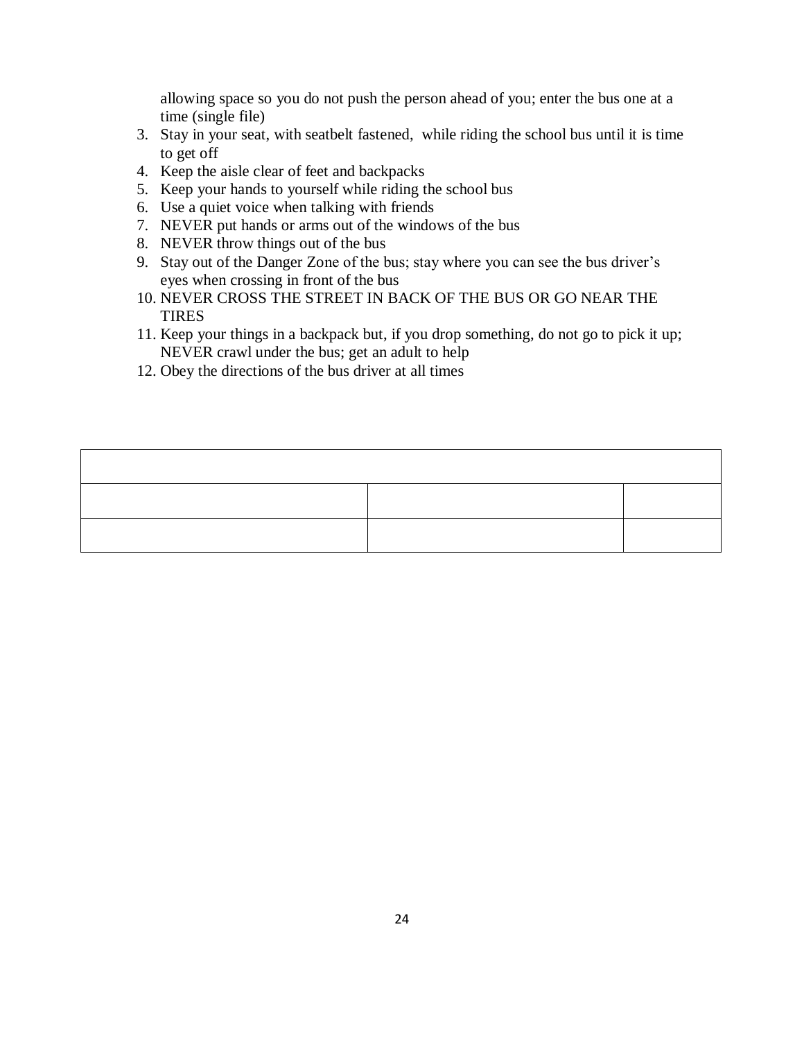allowing space so you do not push the person ahead of you; enter the bus one at a time (single file)

3. Stay in your seat, with seatbelt fastened,  while riding the school bus until it is time to get off
4. Keep the aisle clear of feet and backpacks
5. Keep your hands to yourself while riding the school bus
6. Use a quiet voice when talking with friends
7. NEVER put hands or arms out of the windows of the bus
8. NEVER throw things out of the bus
9. Stay out of the Danger Zone of the bus; stay where you can see the bus driver's eyes when crossing in front of the bus
10. NEVER CROSS THE STREET IN BACK OF THE BUS OR GO NEAR THE TIRES
11. Keep your things in a backpack but, if you drop something, do not go to pick it up; NEVER crawl under the bus; get an adult to help
12. Obey the directions of the bus driver at all times

| | | |
|---|---|---|
| | | |
| | | |
| | | |